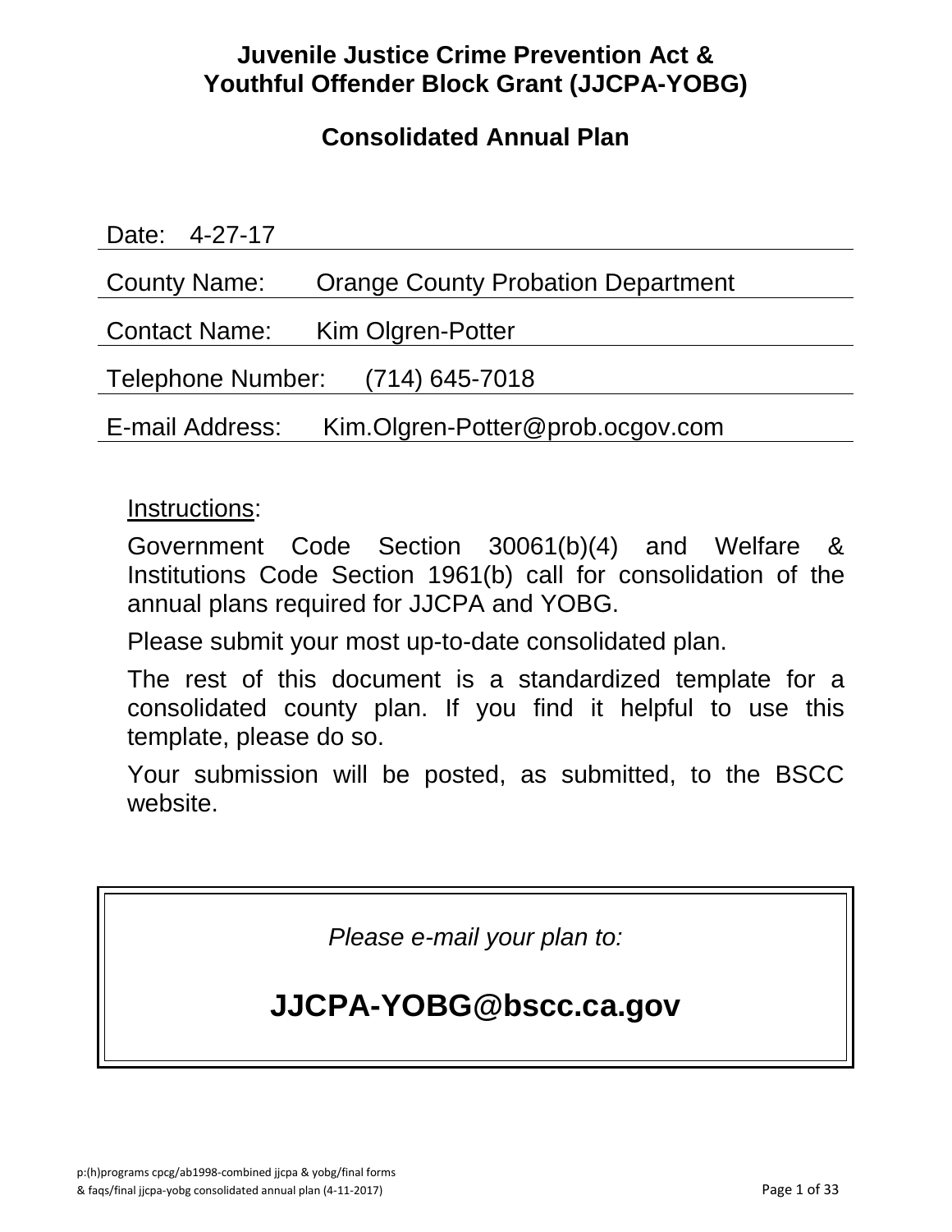# Juvenile Justice Crime Prevention Act & Youthful Offender Block Grant (JJCPA-YOBG)

## Consolidated Annual Plan

Date: 4-27-17

County Name: Orange County Probation Department

Contact Name: Kim Olgren-Potter

Telephone Number: (714) 645-7018

E-mail Address: Kim.Olgren-Potter@prob.ocgov.com

Instructions:

Government Code Section 30061(b)(4) and Welfare & Institutions Code Section 1961(b) call for consolidation of the annual plans required for JJCPA and YOBG.

Please submit your most up-to-date consolidated plan.

The rest of this document is a standardized template for a consolidated county plan. If you find it helpful to use this template, please do so.

Your submission will be posted, as submitted, to the BSCC website.

*Please e-mail your plan to:*

**JJCPA-YOBG@bscc.ca.gov**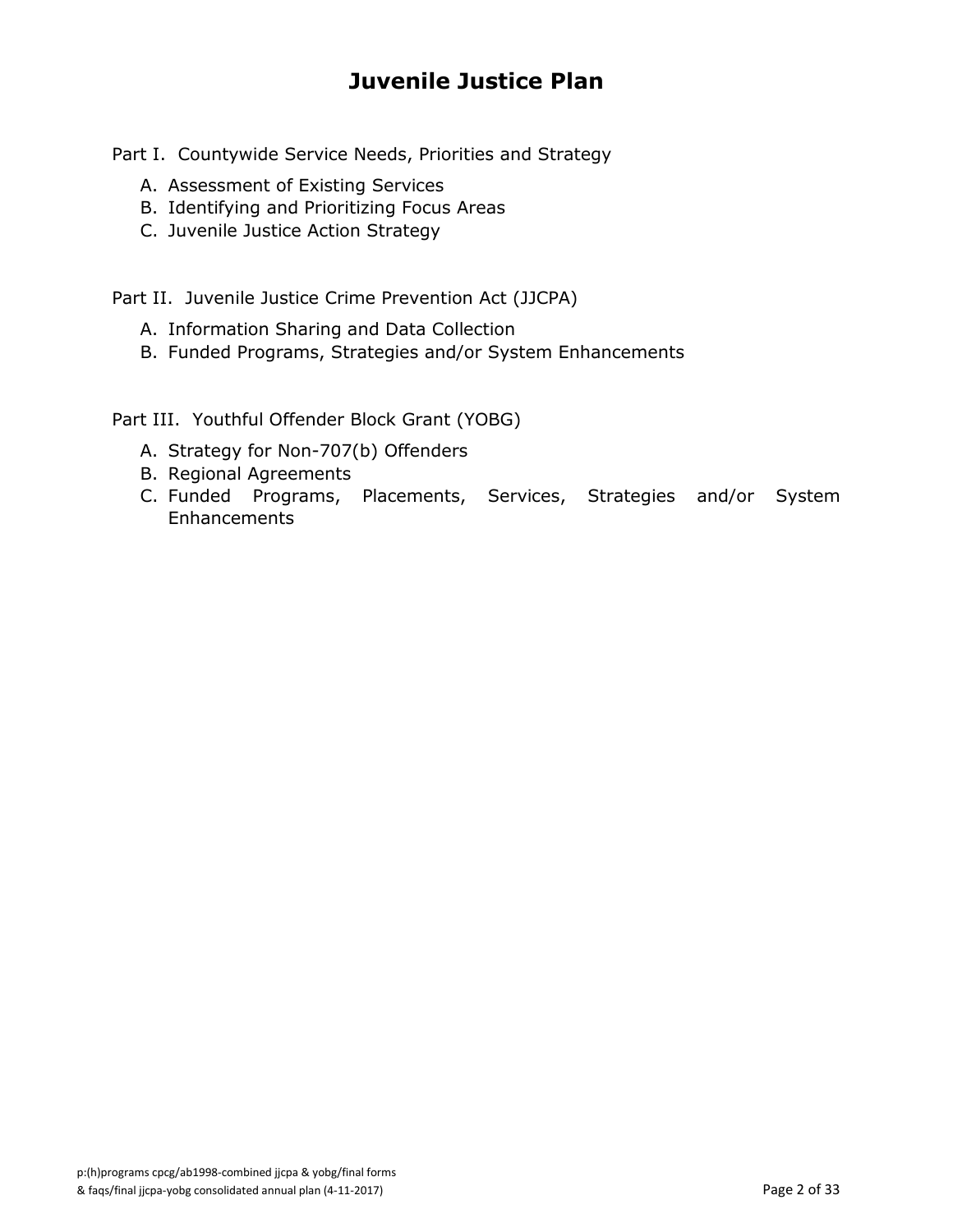# Juvenile Justice Plan

Part I. Countywide Service Needs, Priorities and Strategy

A. Assessment of Existing Services
B. Identifying and Prioritizing Focus Areas
C. Juvenile Justice Action Strategy

Part II. Juvenile Justice Crime Prevention Act (JJCPA)

A. Information Sharing and Data Collection
B. Funded Programs, Strategies and/or System Enhancements

Part III. Youthful Offender Block Grant (YOBG)

A. Strategy for Non-707(b) Offenders
B. Regional Agreements
C. Funded Programs, Placements, Services, Strategies and/or System Enhancements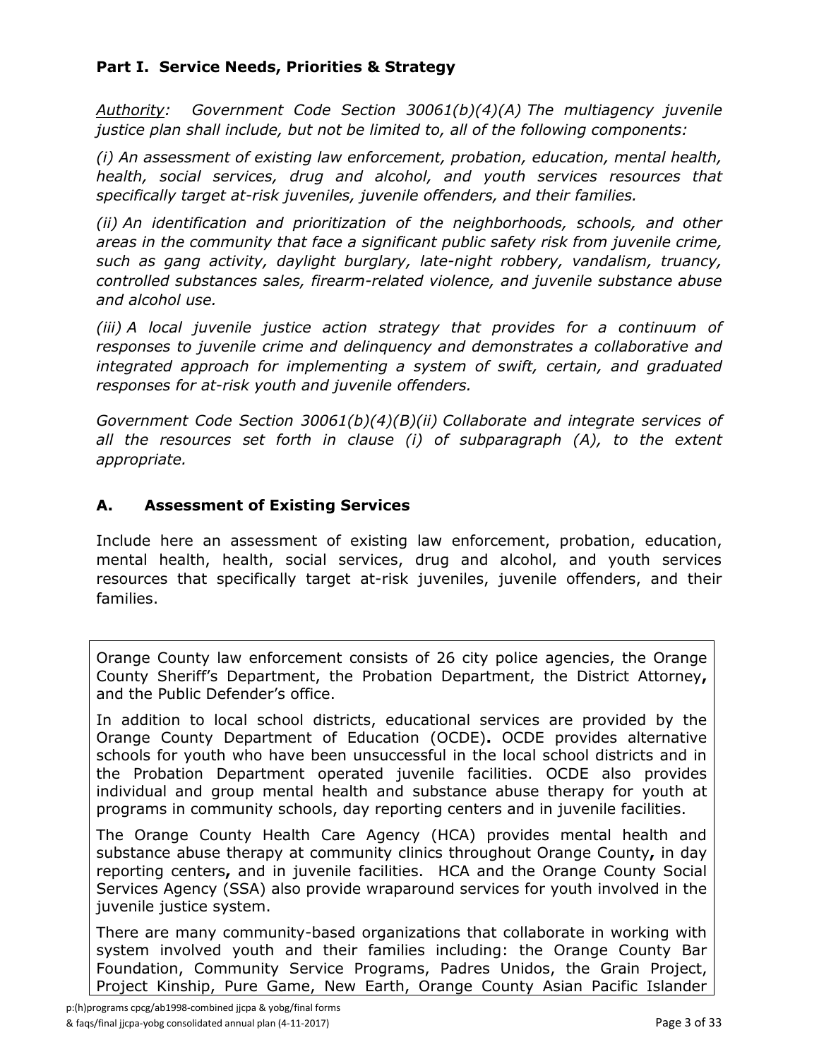### Part I. Service Needs, Priorities & Strategy

*Authority: Government Code Section 30061(b)(4)(A) The multiagency juvenile justice plan shall include, but not be limited to, all of the following components:*

*(i) An assessment of existing law enforcement, probation, education, mental health, health, social services, drug and alcohol, and youth services resources that specifically target at-risk juveniles, juvenile offenders, and their families.*

*(ii) An identification and prioritization of the neighborhoods, schools, and other areas in the community that face a significant public safety risk from juvenile crime, such as gang activity, daylight burglary, late-night robbery, vandalism, truancy, controlled substances sales, firearm-related violence, and juvenile substance abuse and alcohol use.*

*(iii) A local juvenile justice action strategy that provides for a continuum of responses to juvenile crime and delinquency and demonstrates a collaborative and integrated approach for implementing a system of swift, certain, and graduated responses for at-risk youth and juvenile offenders.*

*Government Code Section 30061(b)(4)(B)(ii) Collaborate and integrate services of all the resources set forth in clause (i) of subparagraph (A), to the extent appropriate.*

### A. Assessment of Existing Services

Include here an assessment of existing law enforcement, probation, education, mental health, health, social services, drug and alcohol, and youth services resources that specifically target at-risk juveniles, juvenile offenders, and their families.

Orange County law enforcement consists of 26 city police agencies, the Orange County Sheriff's Department, the Probation Department, the District Attorney, and the Public Defender's office.

In addition to local school districts, educational services are provided by the Orange County Department of Education (OCDE). OCDE provides alternative schools for youth who have been unsuccessful in the local school districts and in the Probation Department operated juvenile facilities. OCDE also provides individual and group mental health and substance abuse therapy for youth at programs in community schools, day reporting centers and in juvenile facilities.

The Orange County Health Care Agency (HCA) provides mental health and substance abuse therapy at community clinics throughout Orange County, in day reporting centers, and in juvenile facilities. HCA and the Orange County Social Services Agency (SSA) also provide wraparound services for youth involved in the juvenile justice system.

There are many community-based organizations that collaborate in working with system involved youth and their families including: the Orange County Bar Foundation, Community Service Programs, Padres Unidos, the Grain Project, Project Kinship, Pure Game, New Earth, Orange County Asian Pacific Islander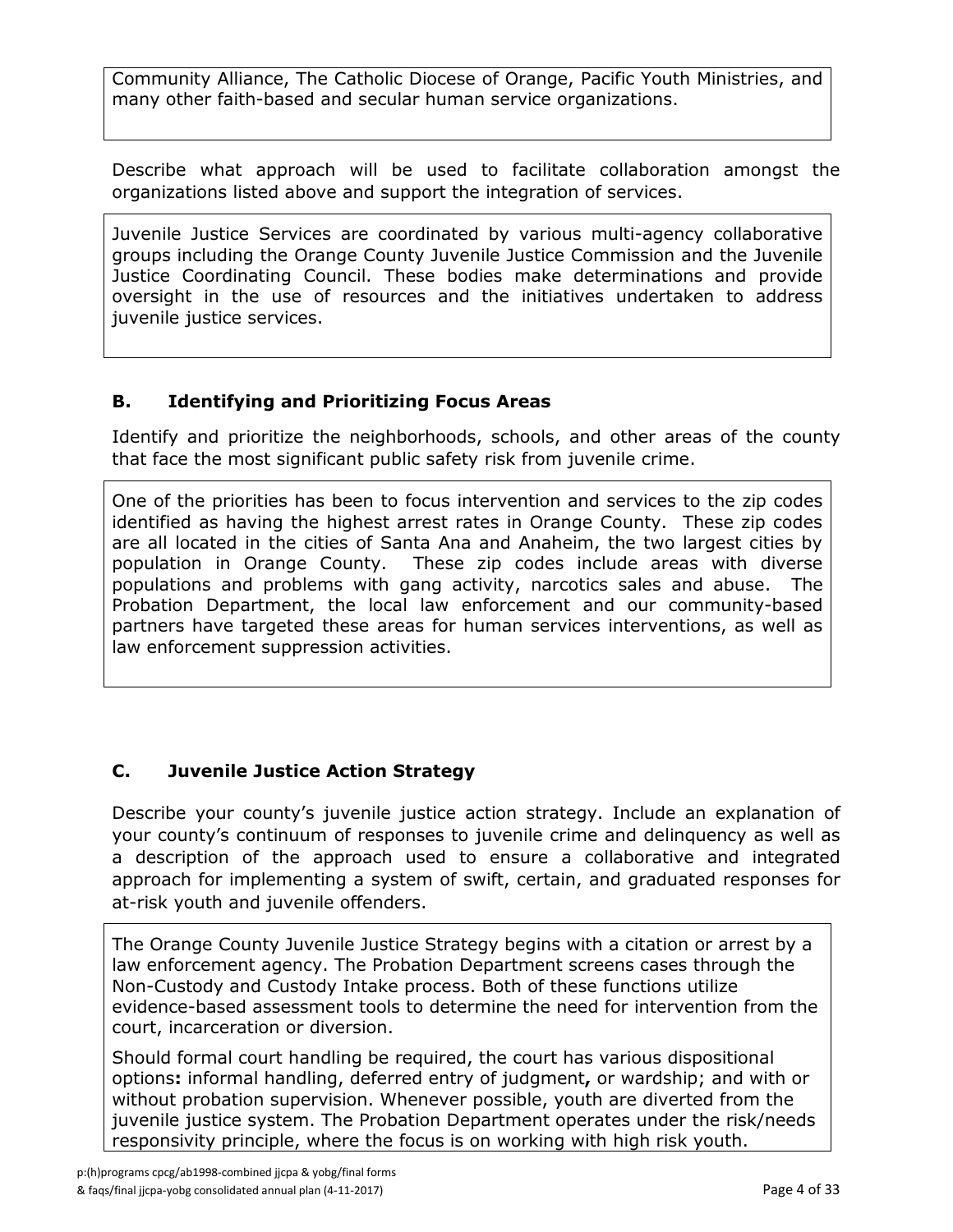Community Alliance, The Catholic Diocese of Orange, Pacific Youth Ministries, and many other faith-based and secular human service organizations.

Describe what approach will be used to facilitate collaboration amongst the organizations listed above and support the integration of services.

Juvenile Justice Services are coordinated by various multi-agency collaborative groups including the Orange County Juvenile Justice Commission and the Juvenile Justice Coordinating Council. These bodies make determinations and provide oversight in the use of resources and the initiatives undertaken to address juvenile justice services.

### B. Identifying and Prioritizing Focus Areas

Identify and prioritize the neighborhoods, schools, and other areas of the county that face the most significant public safety risk from juvenile crime.

One of the priorities has been to focus intervention and services to the zip codes identified as having the highest arrest rates in Orange County. These zip codes are all located in the cities of Santa Ana and Anaheim, the two largest cities by population in Orange County. These zip codes include areas with diverse populations and problems with gang activity, narcotics sales and abuse. The Probation Department, the local law enforcement and our community-based partners have targeted these areas for human services interventions, as well as law enforcement suppression activities.

### C. Juvenile Justice Action Strategy

Describe your county's juvenile justice action strategy. Include an explanation of your county's continuum of responses to juvenile crime and delinquency as well as a description of the approach used to ensure a collaborative and integrated approach for implementing a system of swift, certain, and graduated responses for at-risk youth and juvenile offenders.

The Orange County Juvenile Justice Strategy begins with a citation or arrest by a law enforcement agency. The Probation Department screens cases through the Non-Custody and Custody Intake process. Both of these functions utilize evidence-based assessment tools to determine the need for intervention from the court, incarceration or diversion.

Should formal court handling be required, the court has various dispositional options**:** informal handling, deferred entry of judgment**,** or wardship; and with or without probation supervision. Whenever possible, youth are diverted from the juvenile justice system. The Probation Department operates under the risk/needs responsivity principle, where the focus is on working with high risk youth.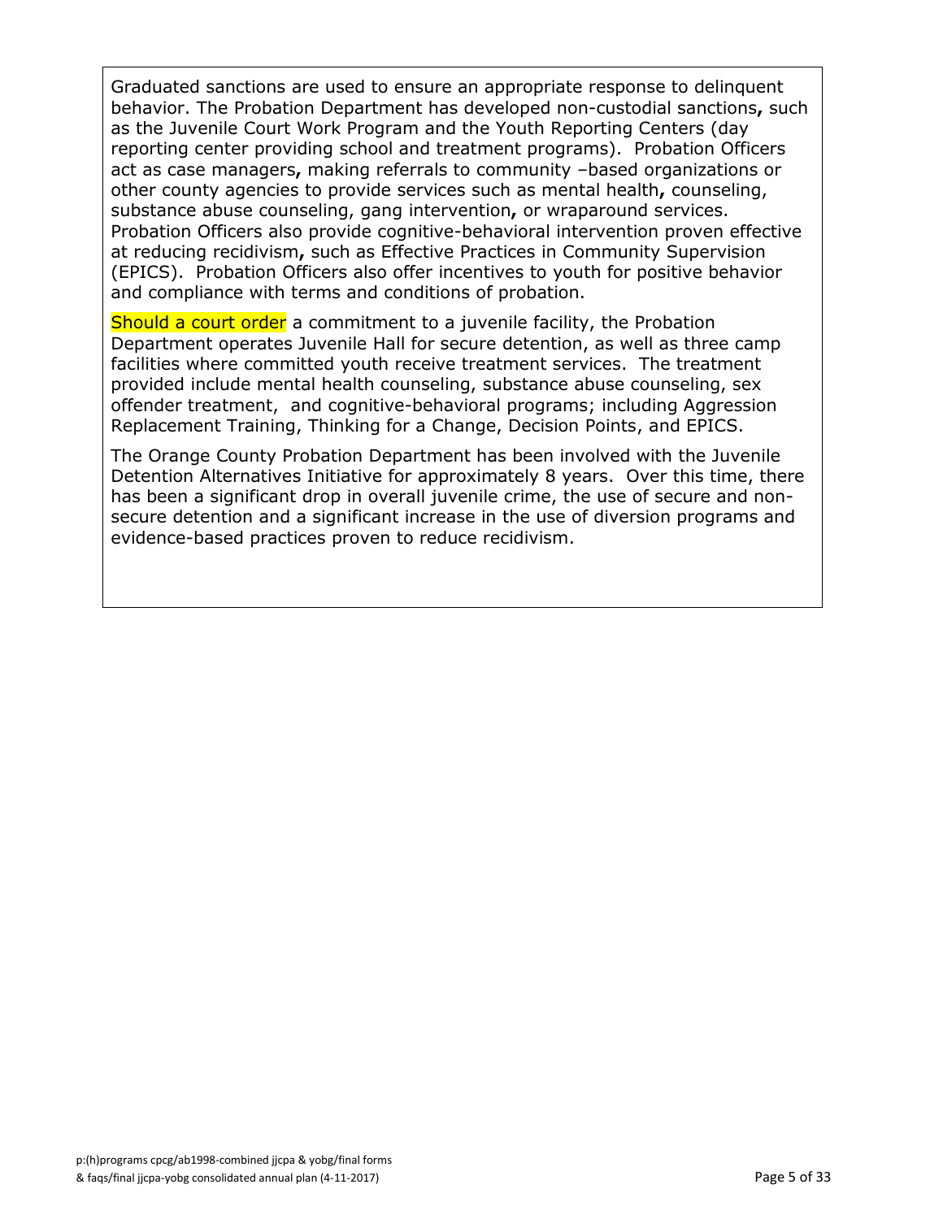Graduated sanctions are used to ensure an appropriate response to delinquent behavior. The Probation Department has developed non-custodial sanctions**,** such as the Juvenile Court Work Program and the Youth Reporting Centers (day reporting center providing school and treatment programs). Probation Officers act as case managers**,** making referrals to community –based organizations or other county agencies to provide services such as mental health**,** counseling, substance abuse counseling, gang intervention**,** or wraparound services. Probation Officers also provide cognitive-behavioral intervention proven effective at reducing recidivism**,** such as Effective Practices in Community Supervision (EPICS). Probation Officers also offer incentives to youth for positive behavior and compliance with terms and conditions of probation.

Should a court order a commitment to a juvenile facility, the Probation Department operates Juvenile Hall for secure detention, as well as three camp facilities where committed youth receive treatment services. The treatment provided include mental health counseling, substance abuse counseling, sex offender treatment, and cognitive-behavioral programs; including Aggression Replacement Training, Thinking for a Change, Decision Points, and EPICS.

The Orange County Probation Department has been involved with the Juvenile Detention Alternatives Initiative for approximately 8 years. Over this time, there has been a significant drop in overall juvenile crime, the use of secure and non-secure detention and a significant increase in the use of diversion programs and evidence-based practices proven to reduce recidivism.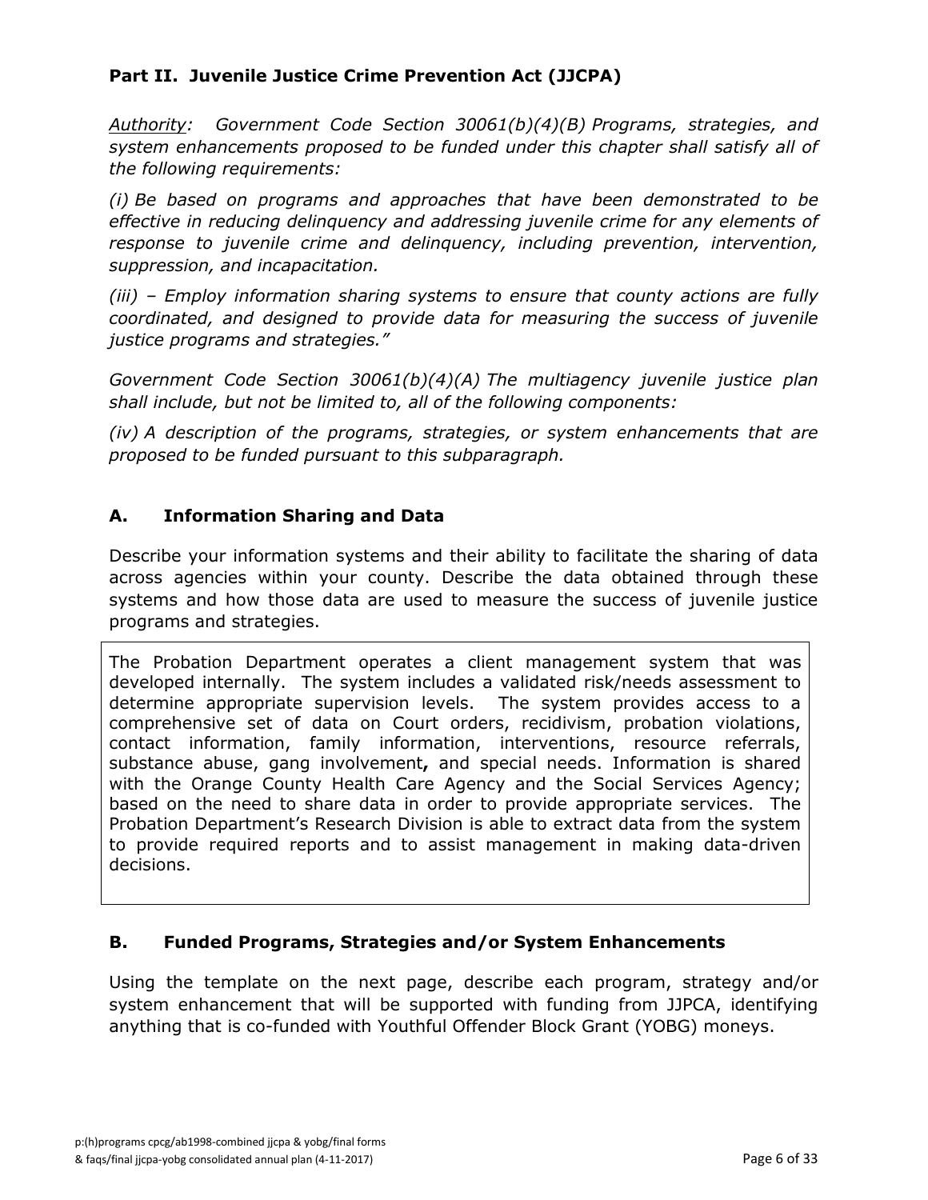## Part II. Juvenile Justice Crime Prevention Act (JJCPA)

*<u>Authority</u>: Government Code Section 30061(b)(4)(B) Programs, strategies, and system enhancements proposed to be funded under this chapter shall satisfy all of the following requirements:*

*(i) Be based on programs and approaches that have been demonstrated to be effective in reducing delinquency and addressing juvenile crime for any elements of response to juvenile crime and delinquency, including prevention, intervention, suppression, and incapacitation.*

*(iii) – Employ information sharing systems to ensure that county actions are fully coordinated, and designed to provide data for measuring the success of juvenile justice programs and strategies."*

*Government Code Section 30061(b)(4)(A) The multiagency juvenile justice plan shall include, but not be limited to, all of the following components:*

*(iv) A description of the programs, strategies, or system enhancements that are proposed to be funded pursuant to this subparagraph.*

### A. Information Sharing and Data

Describe your information systems and their ability to facilitate the sharing of data across agencies within your county. Describe the data obtained through these systems and how those data are used to measure the success of juvenile justice programs and strategies.

The Probation Department operates a client management system that was developed internally. The system includes a validated risk/needs assessment to determine appropriate supervision levels. The system provides access to a comprehensive set of data on Court orders, recidivism, probation violations, contact information, family information, interventions, resource referrals, substance abuse, gang involvement**,** and special needs. Information is shared with the Orange County Health Care Agency and the Social Services Agency; based on the need to share data in order to provide appropriate services. The Probation Department's Research Division is able to extract data from the system to provide required reports and to assist management in making data-driven decisions.

### B. Funded Programs, Strategies and/or System Enhancements

Using the template on the next page, describe each program, strategy and/or system enhancement that will be supported with funding from JJPCA, identifying anything that is co-funded with Youthful Offender Block Grant (YOBG) moneys.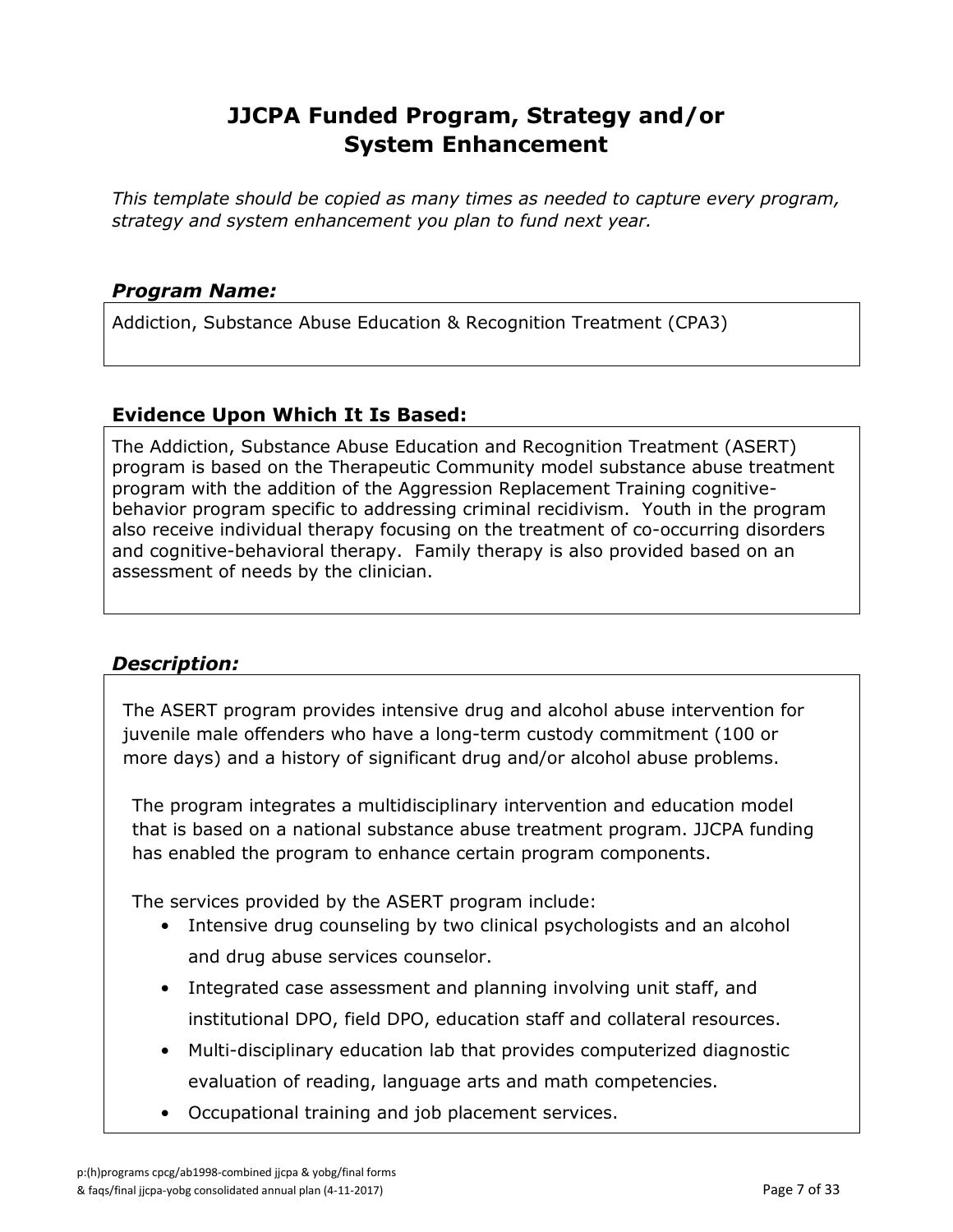# JJCPA Funded Program, Strategy and/or System Enhancement

*This template should be copied as many times as needed to capture every program, strategy and system enhancement you plan to fund next year.*

### *Program Name:*

Addiction, Substance Abuse Education & Recognition Treatment (CPA3)

### Evidence Upon Which It Is Based:

The Addiction, Substance Abuse Education and Recognition Treatment (ASERT) program is based on the Therapeutic Community model substance abuse treatment program with the addition of the Aggression Replacement Training cognitive-behavior program specific to addressing criminal recidivism. Youth in the program also receive individual therapy focusing on the treatment of co-occurring disorders and cognitive-behavioral therapy. Family therapy is also provided based on an assessment of needs by the clinician.

### *Description:*

The ASERT program provides intensive drug and alcohol abuse intervention for juvenile male offenders who have a long-term custody commitment (100 or more days) and a history of significant drug and/or alcohol abuse problems.

The program integrates a multidisciplinary intervention and education model that is based on a national substance abuse treatment program. JJCPA funding has enabled the program to enhance certain program components.

The services provided by the ASERT program include:

- Intensive drug counseling by two clinical psychologists and an alcohol and drug abuse services counselor.
- Integrated case assessment and planning involving unit staff, and institutional DPO, field DPO, education staff and collateral resources.
- Multi-disciplinary education lab that provides computerized diagnostic evaluation of reading, language arts and math competencies.
- Occupational training and job placement services.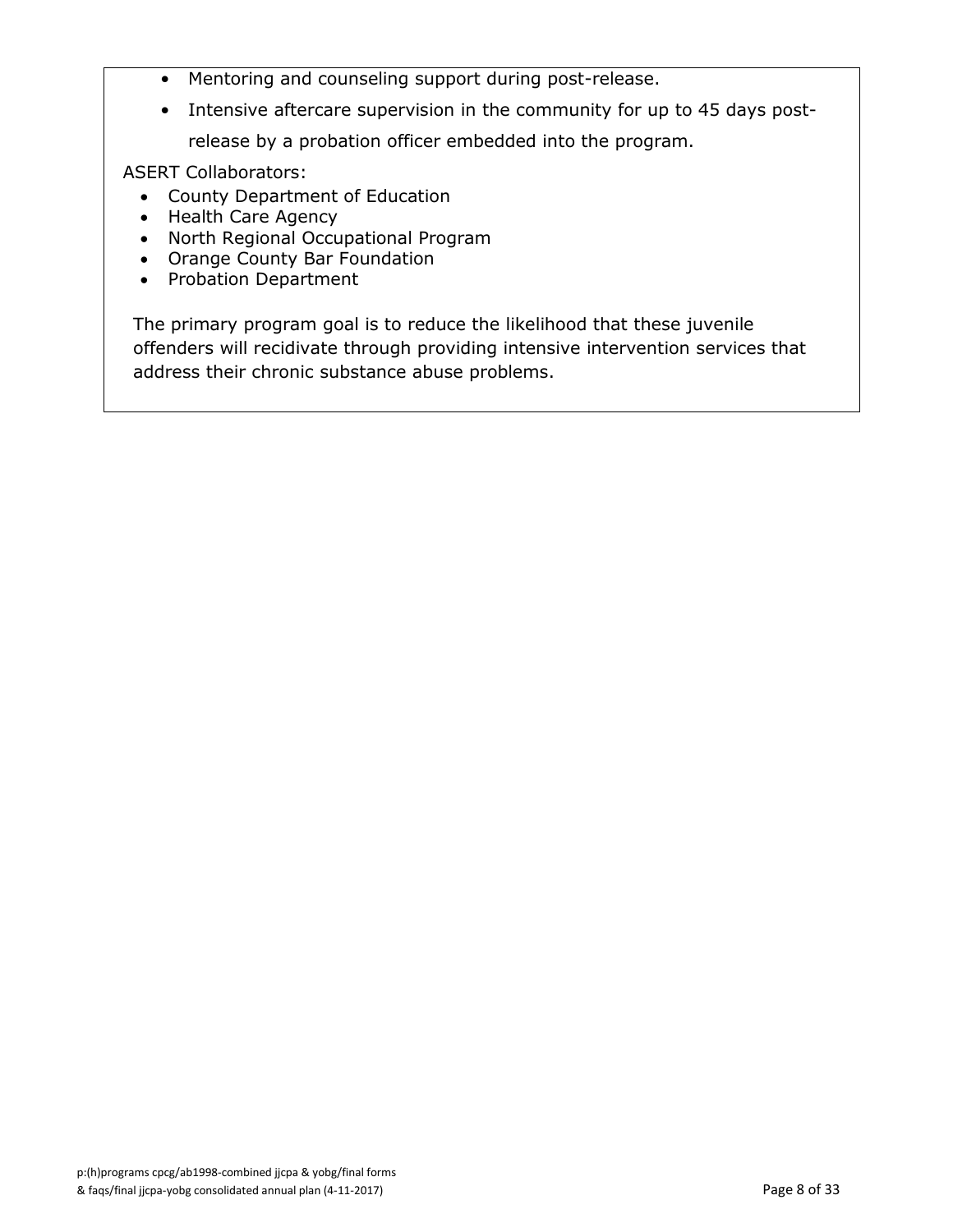- Mentoring and counseling support during post-release.
- Intensive aftercare supervision in the community for up to 45 days post-release by a probation officer embedded into the program.

ASERT Collaborators:

- County Department of Education
- Health Care Agency
- North Regional Occupational Program
- Orange County Bar Foundation
- Probation Department

The primary program goal is to reduce the likelihood that these juvenile offenders will recidivate through providing intensive intervention services that address their chronic substance abuse problems.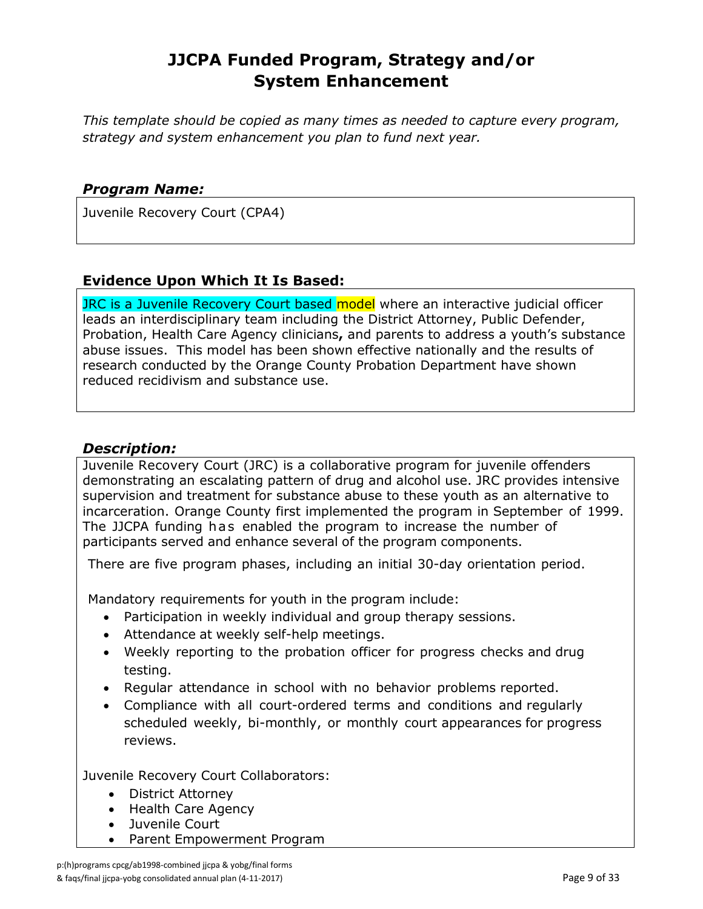# JJCPA Funded Program, Strategy and/or System Enhancement

*This template should be copied as many times as needed to capture every program, strategy and system enhancement you plan to fund next year.*

### *Program Name:*

Juvenile Recovery Court (CPA4)

### Evidence Upon Which It Is Based:

JRC is a Juvenile Recovery Court based model where an interactive judicial officer leads an interdisciplinary team including the District Attorney, Public Defender, Probation, Health Care Agency clinicians**,** and parents to address a youth's substance abuse issues. This model has been shown effective nationally and the results of research conducted by the Orange County Probation Department have shown reduced recidivism and substance use.

### *Description:*

Juvenile Recovery Court (JRC) is a collaborative program for juvenile offenders demonstrating an escalating pattern of drug and alcohol use. JRC provides intensive supervision and treatment for substance abuse to these youth as an alternative to incarceration. Orange County first implemented the program in September of 1999. The JJCPA funding has enabled the program to increase the number of participants served and enhance several of the program components.

There are five program phases, including an initial 30-day orientation period.

Mandatory requirements for youth in the program include:

- Participation in weekly individual and group therapy sessions.
- Attendance at weekly self-help meetings.
- Weekly reporting to the probation officer for progress checks and drug testing.
- Regular attendance in school with no behavior problems reported.
- Compliance with all court-ordered terms and conditions and regularly scheduled weekly, bi-monthly, or monthly court appearances for progress reviews.

Juvenile Recovery Court Collaborators:

- District Attorney
- Health Care Agency
- Juvenile Court
- Parent Empowerment Program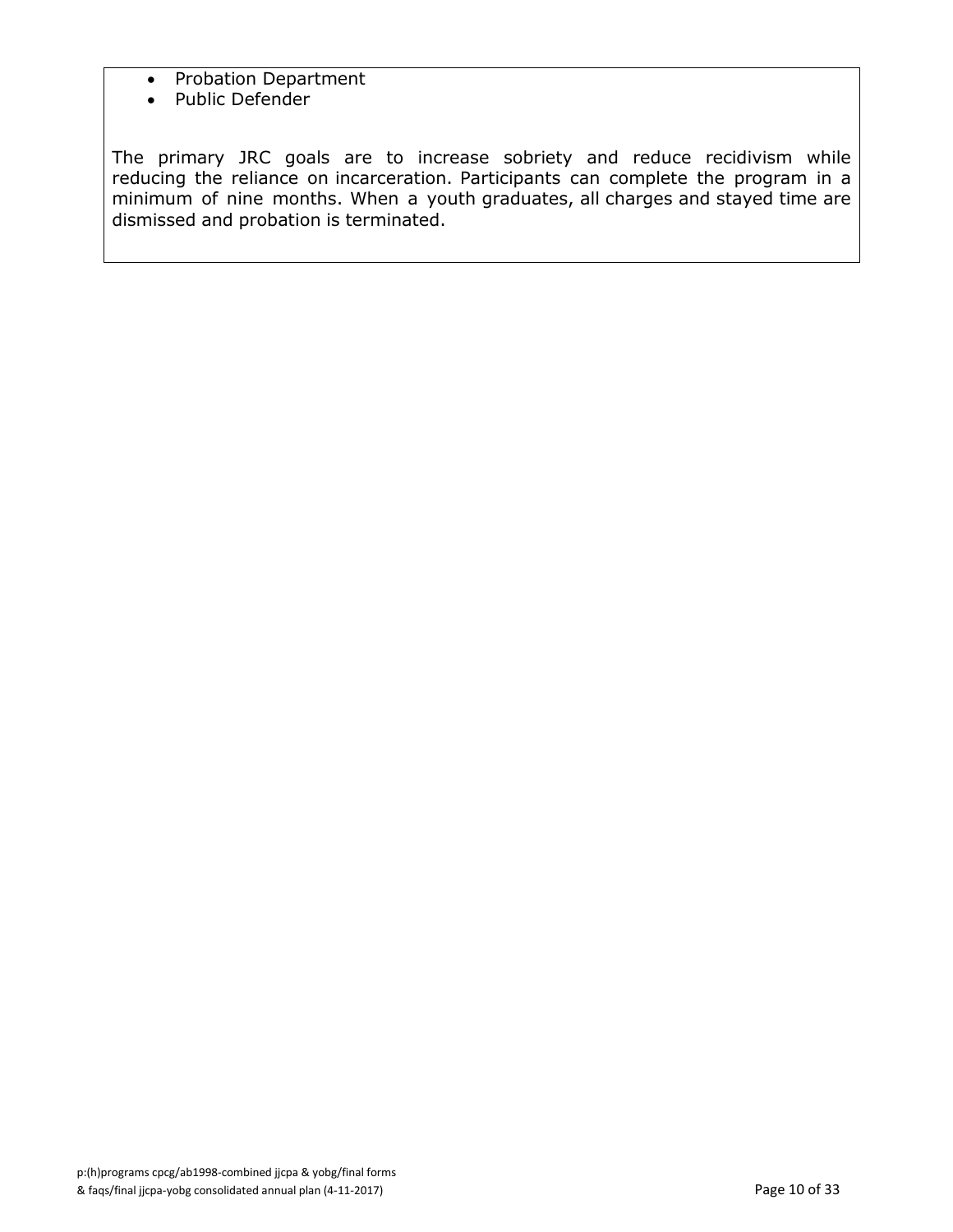- Probation Department
- Public Defender

The primary JRC goals are to increase sobriety and reduce recidivism while reducing the reliance on incarceration. Participants can complete the program in a minimum of nine months. When a youth graduates, all charges and stayed time are dismissed and probation is terminated.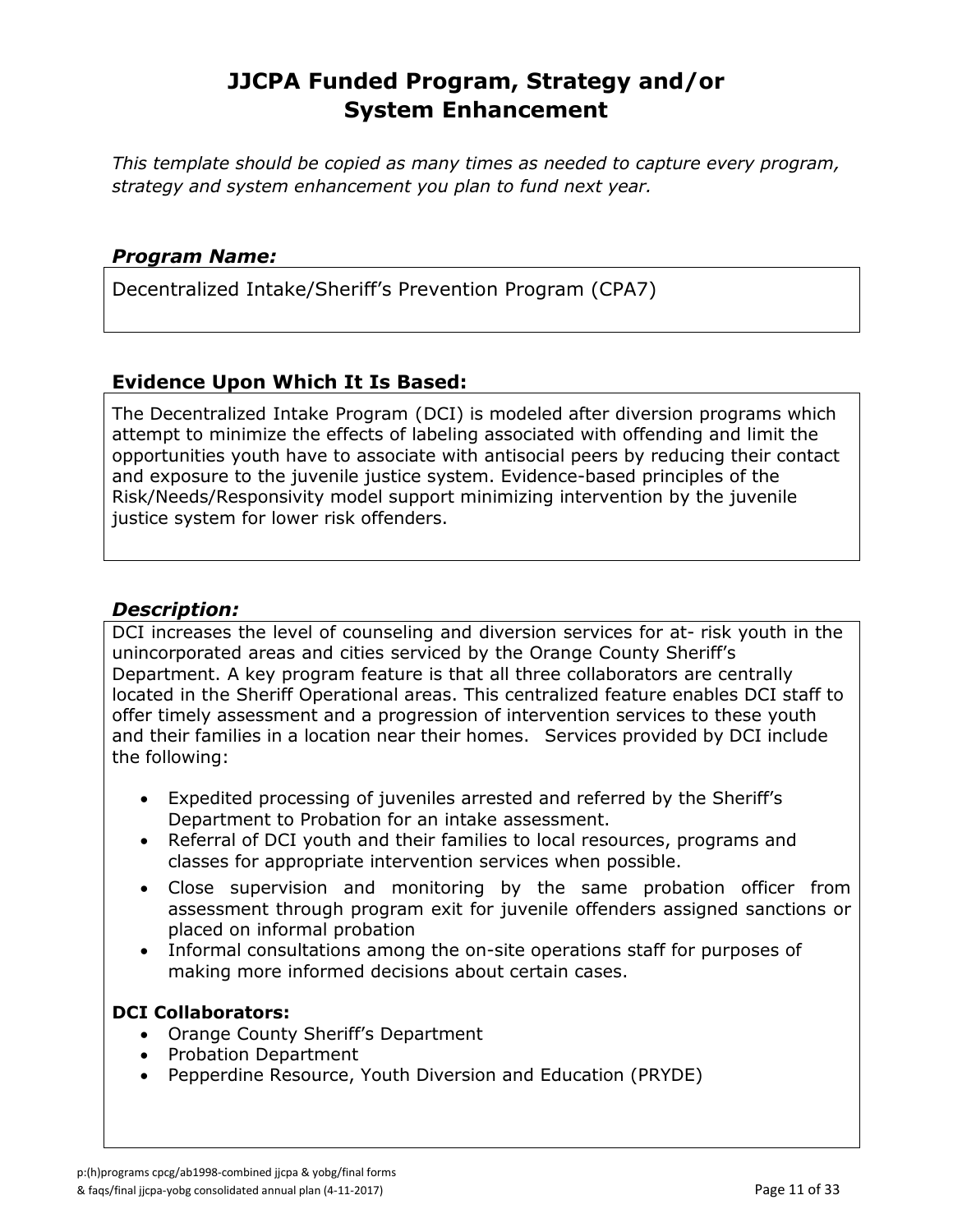# JJCPA Funded Program, Strategy and/or System Enhancement

*This template should be copied as many times as needed to capture every program, strategy and system enhancement you plan to fund next year.*

### *Program Name:*

Decentralized Intake/Sheriff's Prevention Program (CPA7)

### Evidence Upon Which It Is Based:

The Decentralized Intake Program (DCI) is modeled after diversion programs which attempt to minimize the effects of labeling associated with offending and limit the opportunities youth have to associate with antisocial peers by reducing their contact and exposure to the juvenile justice system. Evidence-based principles of the Risk/Needs/Responsivity model support minimizing intervention by the juvenile justice system for lower risk offenders.

### *Description:*

DCI increases the level of counseling and diversion services for at- risk youth in the unincorporated areas and cities serviced by the Orange County Sheriff's Department. A key program feature is that all three collaborators are centrally located in the Sheriff Operational areas. This centralized feature enables DCI staff to offer timely assessment and a progression of intervention services to these youth and their families in a location near their homes. Services provided by DCI include the following:

- Expedited processing of juveniles arrested and referred by the Sheriff's Department to Probation for an intake assessment.
- Referral of DCI youth and their families to local resources, programs and classes for appropriate intervention services when possible.
- Close supervision and monitoring by the same probation officer from assessment through program exit for juvenile offenders assigned sanctions or placed on informal probation
- Informal consultations among the on-site operations staff for purposes of making more informed decisions about certain cases.

**DCI Collaborators:**

- Orange County Sheriff's Department
- Probation Department
- Pepperdine Resource, Youth Diversion and Education (PRYDE)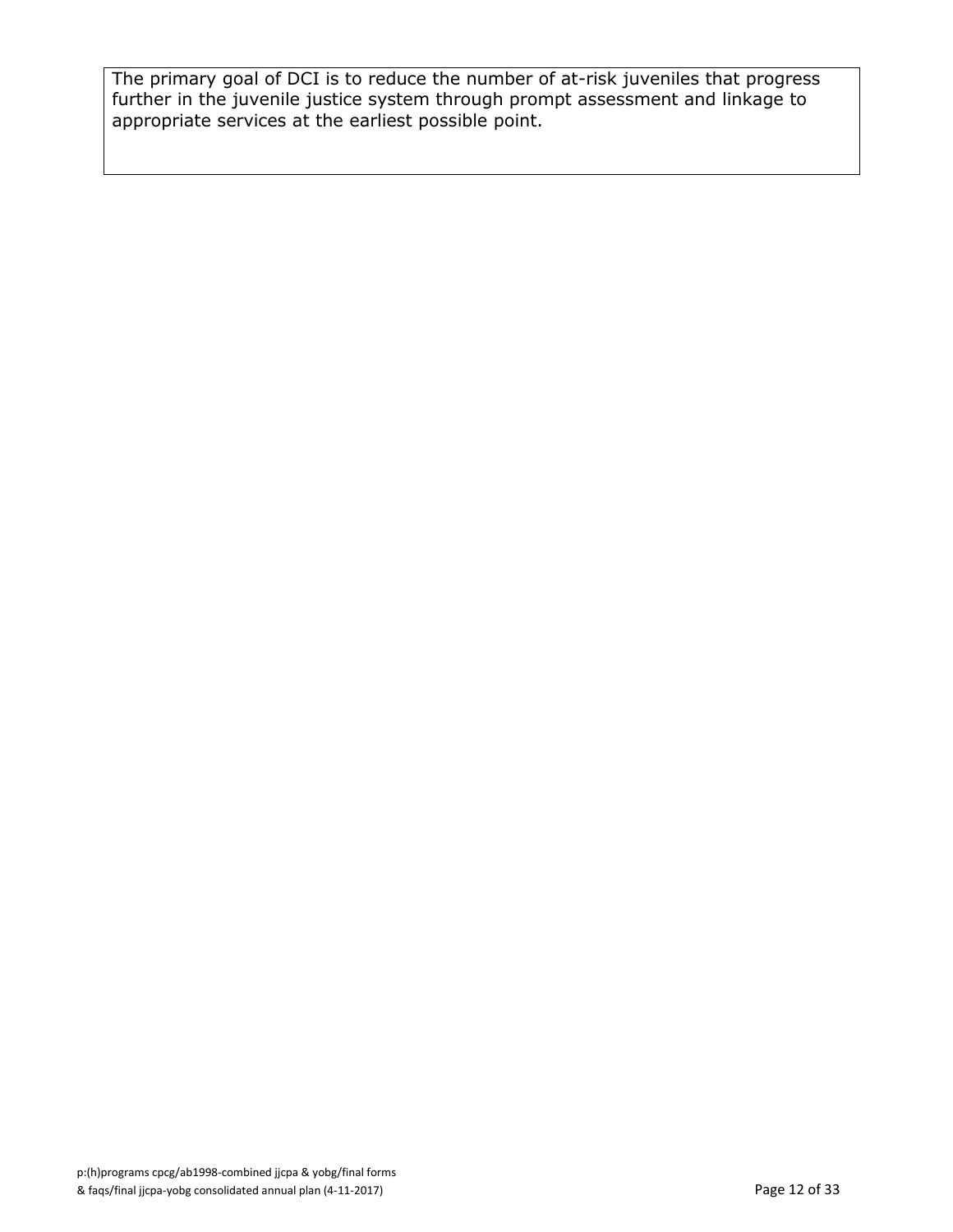The primary goal of DCI is to reduce the number of at-risk juveniles that progress further in the juvenile justice system through prompt assessment and linkage to appropriate services at the earliest possible point.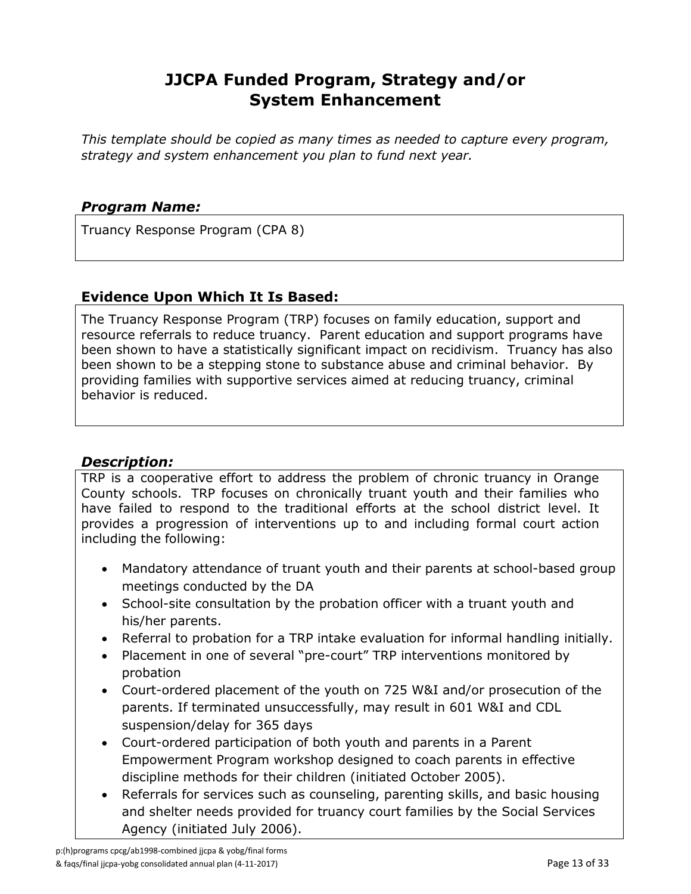# JJCPA Funded Program, Strategy and/or System Enhancement

*This template should be copied as many times as needed to capture every program, strategy and system enhancement you plan to fund next year.*

### *Program Name:*

Truancy Response Program (CPA 8)

### Evidence Upon Which It Is Based:

The Truancy Response Program (TRP) focuses on family education, support and resource referrals to reduce truancy. Parent education and support programs have been shown to have a statistically significant impact on recidivism. Truancy has also been shown to be a stepping stone to substance abuse and criminal behavior. By providing families with supportive services aimed at reducing truancy, criminal behavior is reduced.

### *Description:*

TRP is a cooperative effort to address the problem of chronic truancy in Orange County schools. TRP focuses on chronically truant youth and their families who have failed to respond to the traditional efforts at the school district level. It provides a progression of interventions up to and including formal court action including the following:

- Mandatory attendance of truant youth and their parents at school-based group meetings conducted by the DA
- School-site consultation by the probation officer with a truant youth and his/her parents.
- Referral to probation for a TRP intake evaluation for informal handling initially.
- Placement in one of several "pre-court" TRP interventions monitored by probation
- Court-ordered placement of the youth on 725 W&I and/or prosecution of the parents. If terminated unsuccessfully, may result in 601 W&I and CDL suspension/delay for 365 days
- Court-ordered participation of both youth and parents in a Parent Empowerment Program workshop designed to coach parents in effective discipline methods for their children (initiated October 2005).
- Referrals for services such as counseling, parenting skills, and basic housing and shelter needs provided for truancy court families by the Social Services Agency (initiated July 2006).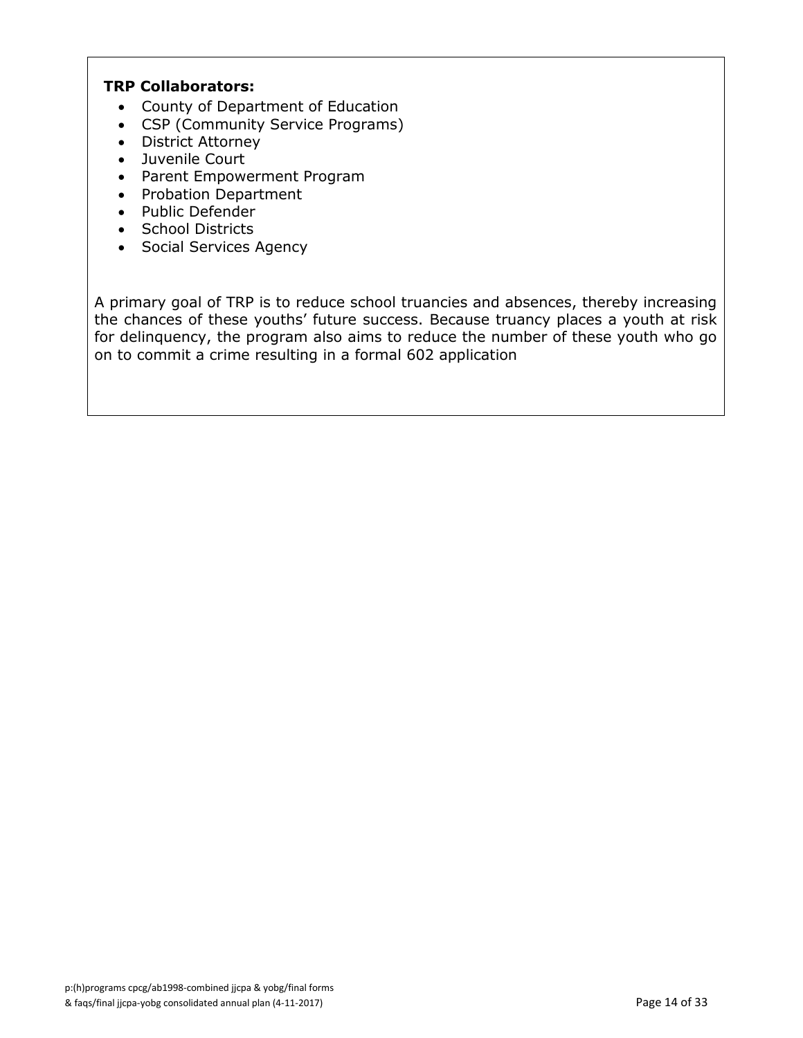**TRP Collaborators:**

- County of Department of Education
- CSP (Community Service Programs)
- District Attorney
- Juvenile Court
- Parent Empowerment Program
- Probation Department
- Public Defender
- School Districts
- Social Services Agency

A primary goal of TRP is to reduce school truancies and absences, thereby increasing the chances of these youths' future success. Because truancy places a youth at risk for delinquency, the program also aims to reduce the number of these youth who go on to commit a crime resulting in a formal 602 application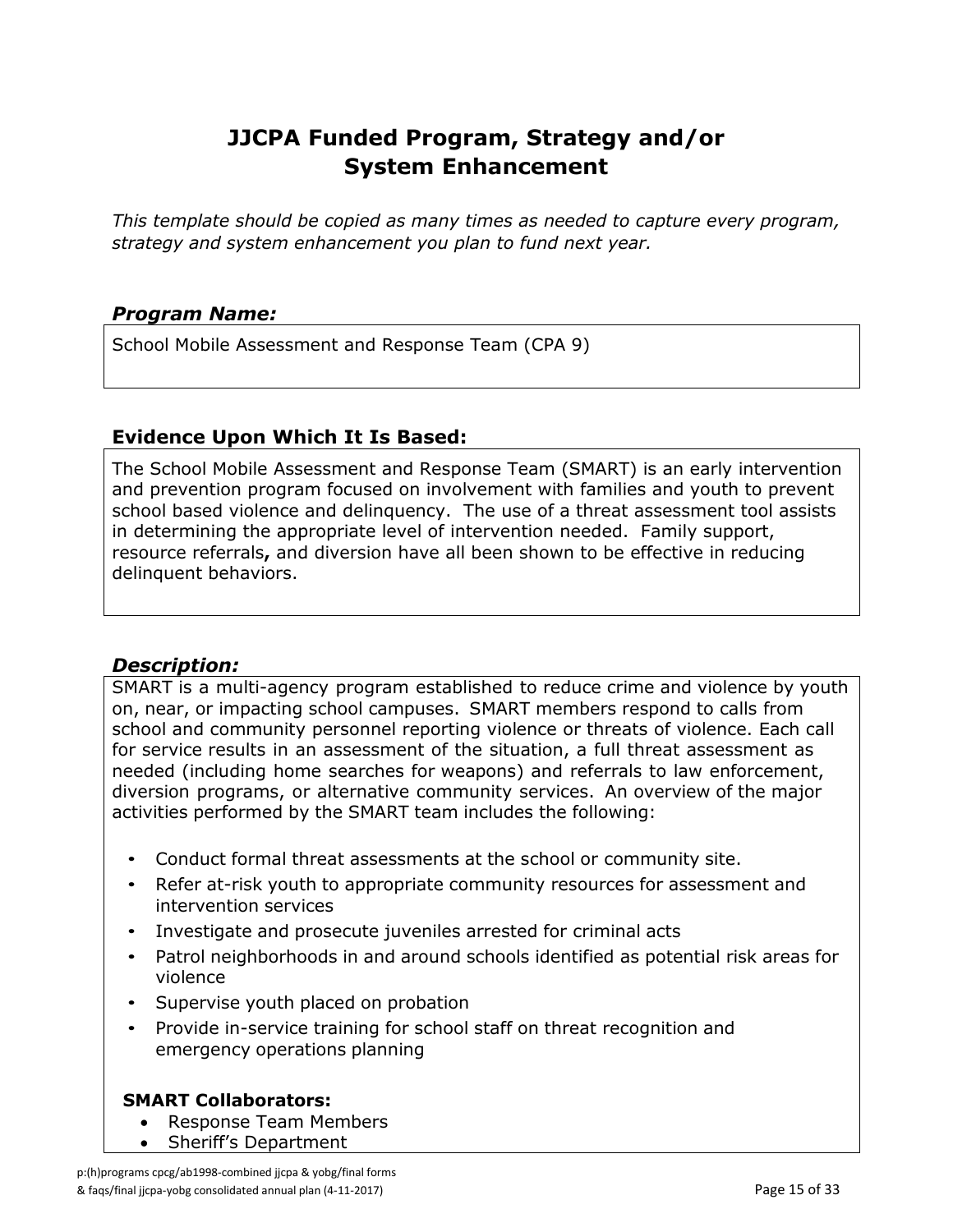# JJCPA Funded Program, Strategy and/or System Enhancement

*This template should be copied as many times as needed to capture every program, strategy and system enhancement you plan to fund next year.*

### *Program Name:*

School Mobile Assessment and Response Team (CPA 9)

### Evidence Upon Which It Is Based:

The School Mobile Assessment and Response Team (SMART) is an early intervention and prevention program focused on involvement with families and youth to prevent school based violence and delinquency. The use of a threat assessment tool assists in determining the appropriate level of intervention needed. Family support, resource referrals**,** and diversion have all been shown to be effective in reducing delinquent behaviors.

### *Description:*

SMART is a multi-agency program established to reduce crime and violence by youth on, near, or impacting school campuses. SMART members respond to calls from school and community personnel reporting violence or threats of violence. Each call for service results in an assessment of the situation, a full threat assessment as needed (including home searches for weapons) and referrals to law enforcement, diversion programs, or alternative community services. An overview of the major activities performed by the SMART team includes the following:

- Conduct formal threat assessments at the school or community site.
- Refer at-risk youth to appropriate community resources for assessment and intervention services
- Investigate and prosecute juveniles arrested for criminal acts
- Patrol neighborhoods in and around schools identified as potential risk areas for violence
- Supervise youth placed on probation
- Provide in-service training for school staff on threat recognition and emergency operations planning

**SMART Collaborators:**

- Response Team Members
- Sheriff's Department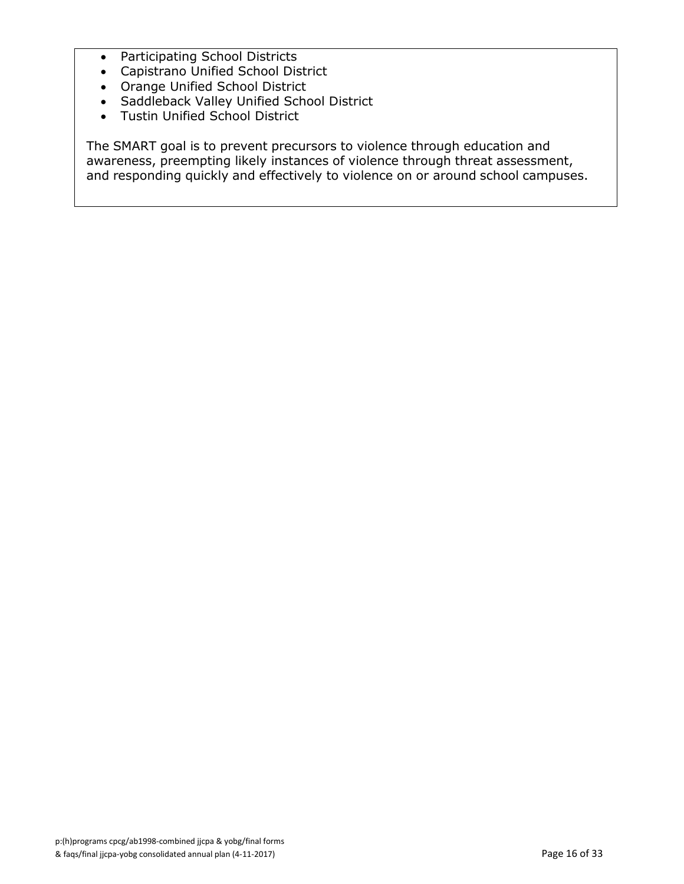- Participating School Districts
- Capistrano Unified School District
- Orange Unified School District
- Saddleback Valley Unified School District
- Tustin Unified School District

The SMART goal is to prevent precursors to violence through education and awareness, preempting likely instances of violence through threat assessment, and responding quickly and effectively to violence on or around school campuses.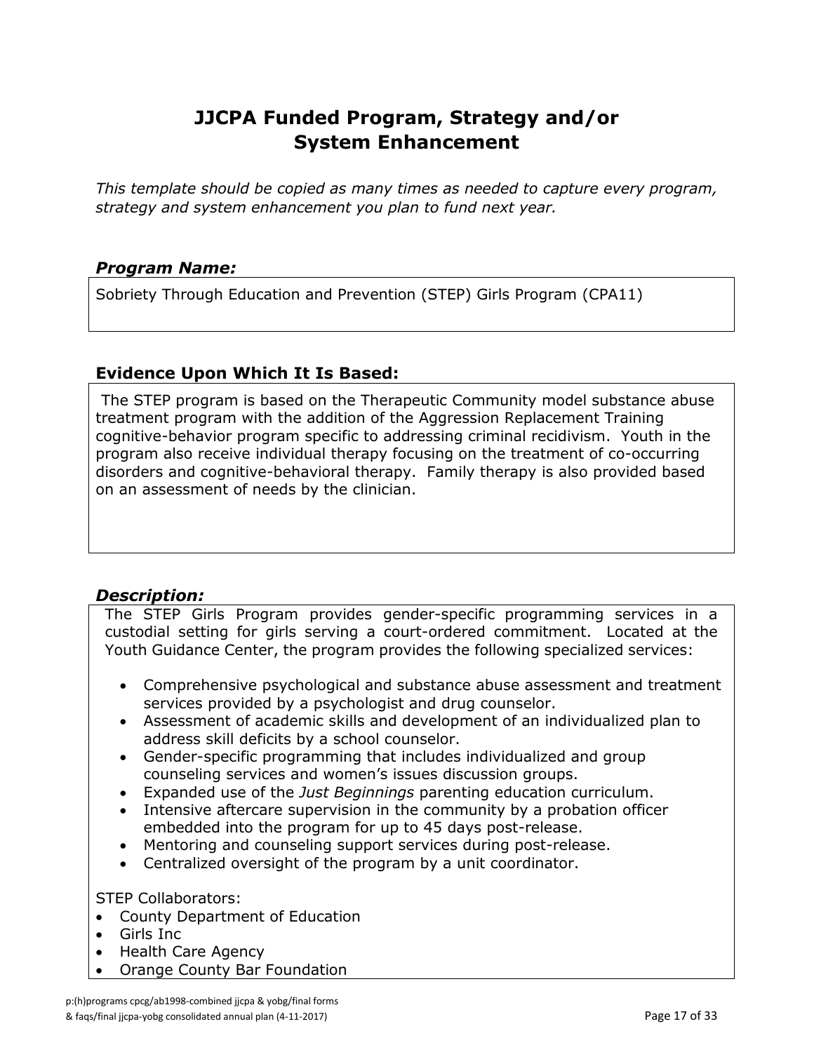# JJCPA Funded Program, Strategy and/or System Enhancement

*This template should be copied as many times as needed to capture every program, strategy and system enhancement you plan to fund next year.*

### *Program Name:*

Sobriety Through Education and Prevention (STEP) Girls Program (CPA11)

### Evidence Upon Which It Is Based:

The STEP program is based on the Therapeutic Community model substance abuse treatment program with the addition of the Aggression Replacement Training cognitive-behavior program specific to addressing criminal recidivism. Youth in the program also receive individual therapy focusing on the treatment of co-occurring disorders and cognitive-behavioral therapy. Family therapy is also provided based on an assessment of needs by the clinician.

### *Description:*

The STEP Girls Program provides gender-specific programming services in a custodial setting for girls serving a court-ordered commitment. Located at the Youth Guidance Center, the program provides the following specialized services:

- Comprehensive psychological and substance abuse assessment and treatment services provided by a psychologist and drug counselor.
- Assessment of academic skills and development of an individualized plan to address skill deficits by a school counselor.
- Gender-specific programming that includes individualized and group counseling services and women's issues discussion groups.
- Expanded use of the *Just Beginnings* parenting education curriculum.
- Intensive aftercare supervision in the community by a probation officer embedded into the program for up to 45 days post-release.
- Mentoring and counseling support services during post-release.
- Centralized oversight of the program by a unit coordinator.

STEP Collaborators:

- County Department of Education
- Girls Inc
- Health Care Agency
- Orange County Bar Foundation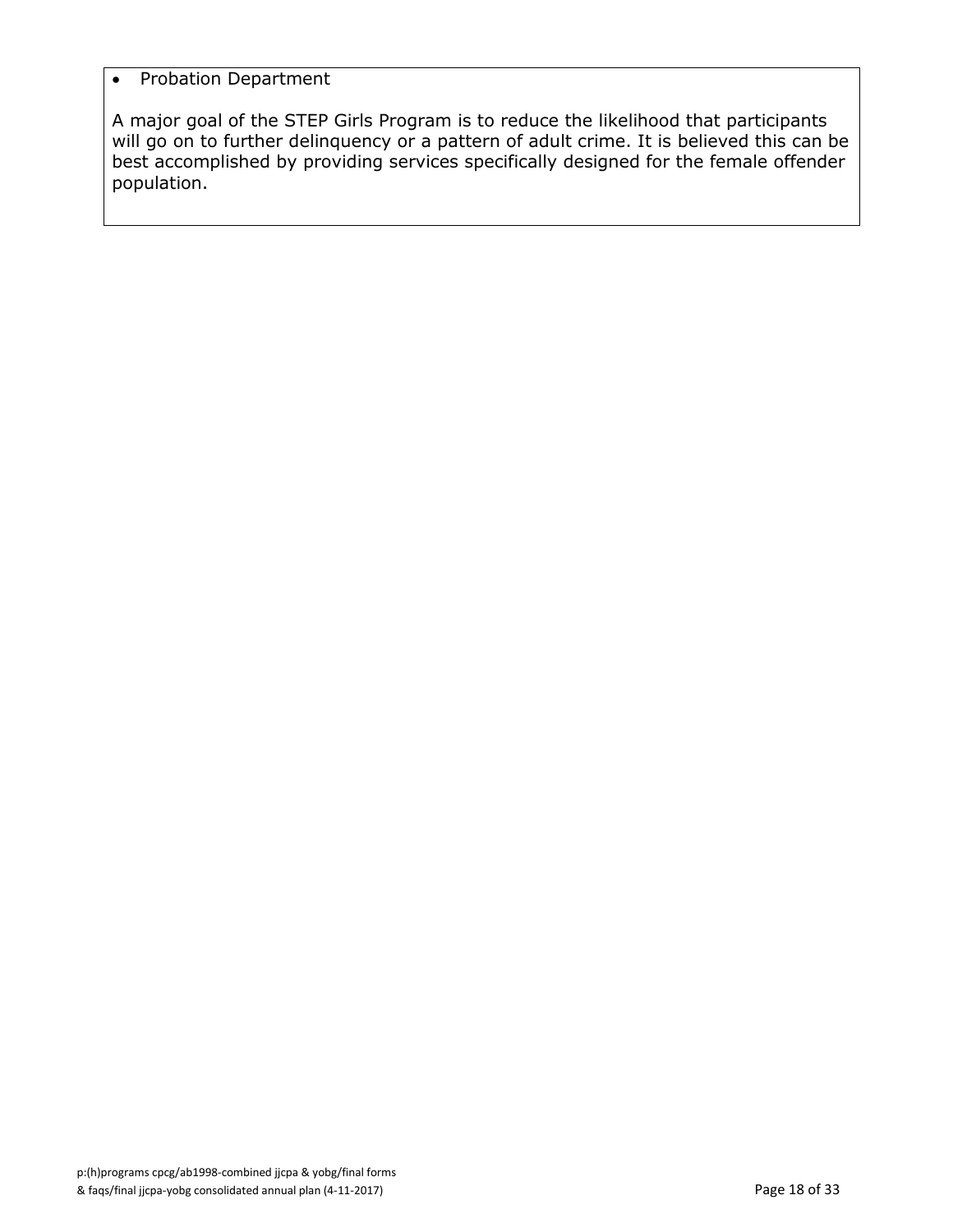- Probation Department

A major goal of the STEP Girls Program is to reduce the likelihood that participants will go on to further delinquency or a pattern of adult crime. It is believed this can be best accomplished by providing services specifically designed for the female offender population.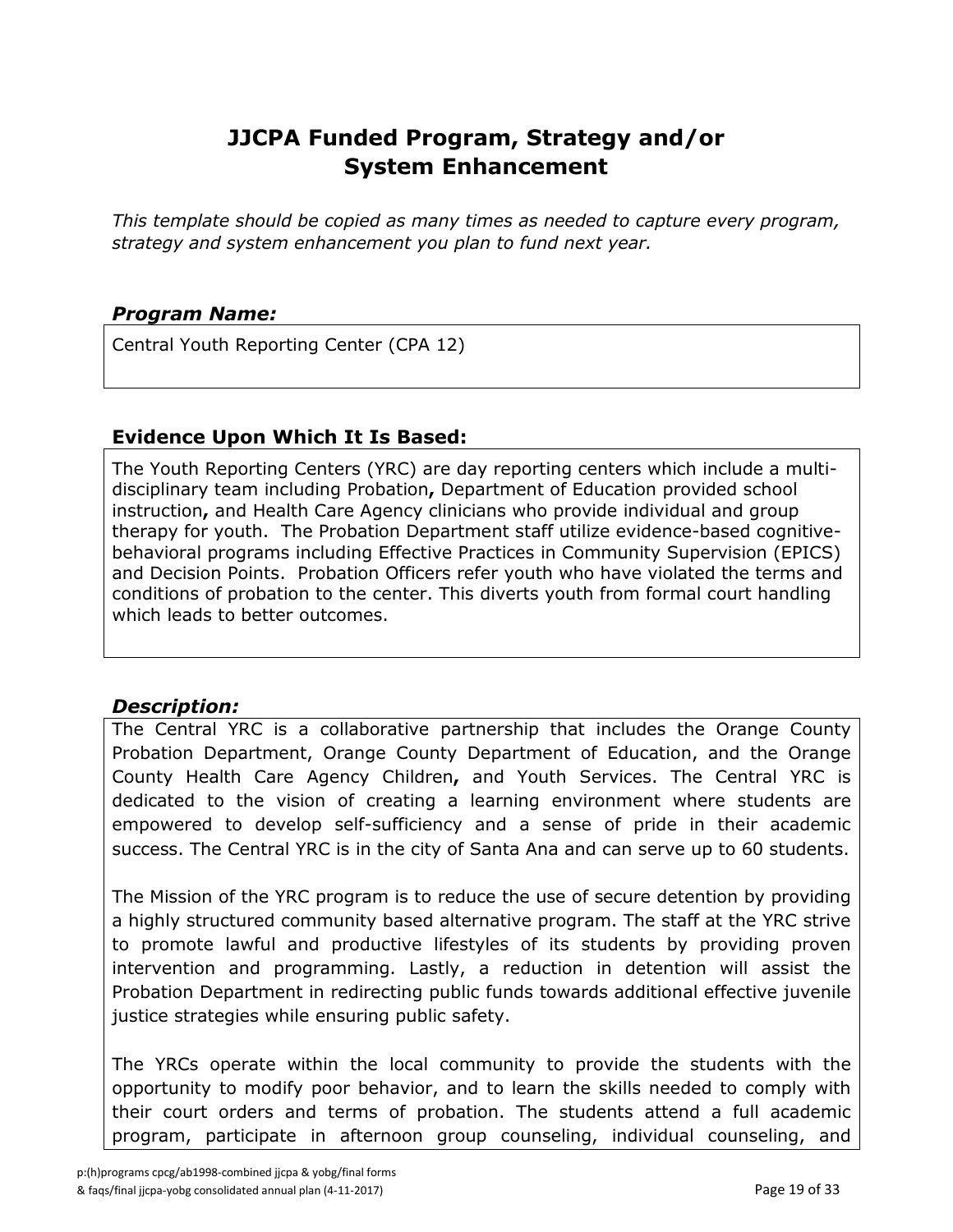# JJCPA Funded Program, Strategy and/or System Enhancement

*This template should be copied as many times as needed to capture every program, strategy and system enhancement you plan to fund next year.*

### *Program Name:*

Central Youth Reporting Center (CPA 12)

### Evidence Upon Which It Is Based:

The Youth Reporting Centers (YRC) are day reporting centers which include a multi-disciplinary team including Probation**,** Department of Education provided school instruction**,** and Health Care Agency clinicians who provide individual and group therapy for youth. The Probation Department staff utilize evidence-based cognitive-behavioral programs including Effective Practices in Community Supervision (EPICS) and Decision Points. Probation Officers refer youth who have violated the terms and conditions of probation to the center. This diverts youth from formal court handling which leads to better outcomes.

### *Description:*

The Central YRC is a collaborative partnership that includes the Orange County Probation Department, Orange County Department of Education, and the Orange County Health Care Agency Children**,** and Youth Services. The Central YRC is dedicated to the vision of creating a learning environment where students are empowered to develop self-sufficiency and a sense of pride in their academic success. The Central YRC is in the city of Santa Ana and can serve up to 60 students.

The Mission of the YRC program is to reduce the use of secure detention by providing a highly structured community based alternative program. The staff at the YRC strive to promote lawful and productive lifestyles of its students by providing proven intervention and programming. Lastly, a reduction in detention will assist the Probation Department in redirecting public funds towards additional effective juvenile justice strategies while ensuring public safety.

The YRCs operate within the local community to provide the students with the opportunity to modify poor behavior, and to learn the skills needed to comply with their court orders and terms of probation. The students attend a full academic program, participate in afternoon group counseling, individual counseling, and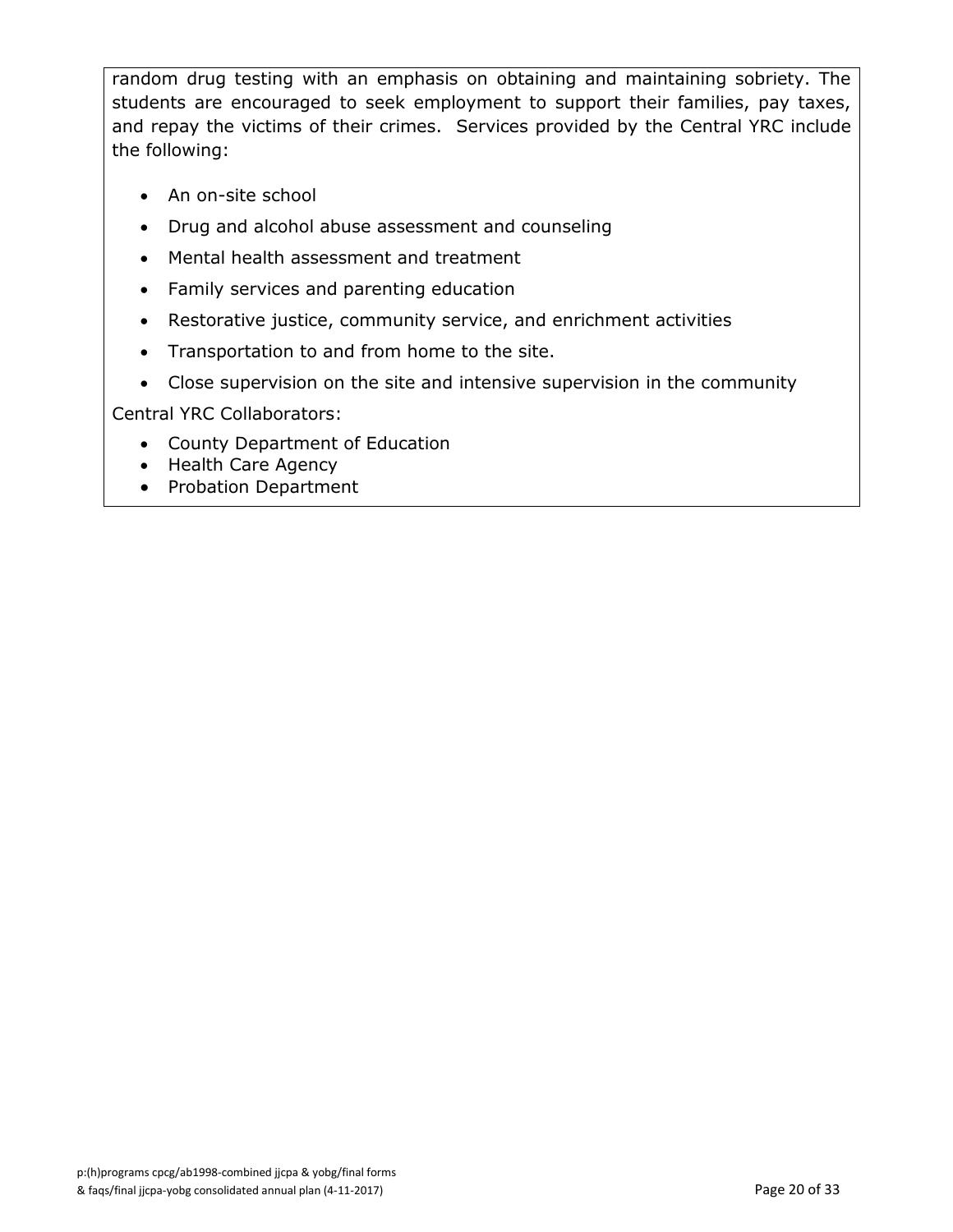random drug testing with an emphasis on obtaining and maintaining sobriety. The students are encouraged to seek employment to support their families, pay taxes, and repay the victims of their crimes. Services provided by the Central YRC include the following:

- An on-site school
- Drug and alcohol abuse assessment and counseling
- Mental health assessment and treatment
- Family services and parenting education
- Restorative justice, community service, and enrichment activities
- Transportation to and from home to the site.
- Close supervision on the site and intensive supervision in the community

Central YRC Collaborators:

- County Department of Education
- Health Care Agency
- Probation Department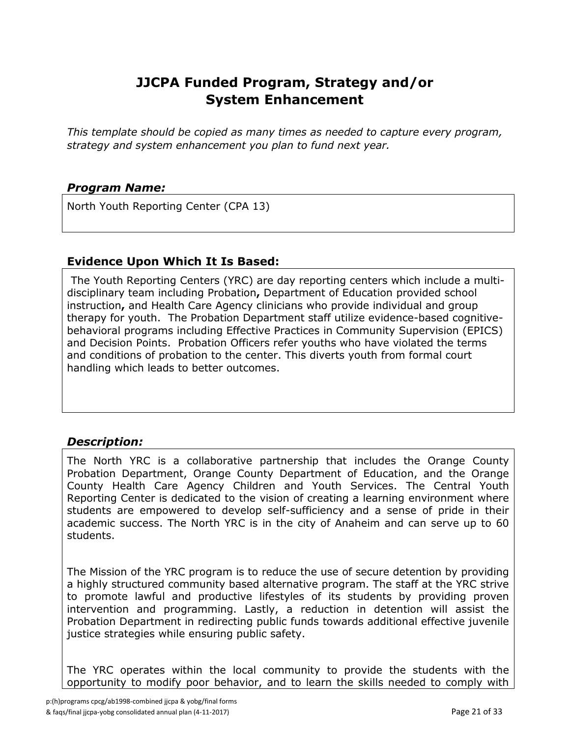# JJCPA Funded Program, Strategy and/or System Enhancement

*This template should be copied as many times as needed to capture every program, strategy and system enhancement you plan to fund next year.*

### *Program Name:*

North Youth Reporting Center (CPA 13)

### Evidence Upon Which It Is Based:

The Youth Reporting Centers (YRC) are day reporting centers which include a multi-disciplinary team including Probation**,** Department of Education provided school instruction**,** and Health Care Agency clinicians who provide individual and group therapy for youth. The Probation Department staff utilize evidence-based cognitive-behavioral programs including Effective Practices in Community Supervision (EPICS) and Decision Points. Probation Officers refer youths who have violated the terms and conditions of probation to the center. This diverts youth from formal court handling which leads to better outcomes.

### *Description:*

The North YRC is a collaborative partnership that includes the Orange County Probation Department, Orange County Department of Education, and the Orange County Health Care Agency Children and Youth Services. The Central Youth Reporting Center is dedicated to the vision of creating a learning environment where students are empowered to develop self-sufficiency and a sense of pride in their academic success. The North YRC is in the city of Anaheim and can serve up to 60 students.

The Mission of the YRC program is to reduce the use of secure detention by providing a highly structured community based alternative program. The staff at the YRC strive to promote lawful and productive lifestyles of its students by providing proven intervention and programming. Lastly, a reduction in detention will assist the Probation Department in redirecting public funds towards additional effective juvenile justice strategies while ensuring public safety.

The YRC operates within the local community to provide the students with the opportunity to modify poor behavior, and to learn the skills needed to comply with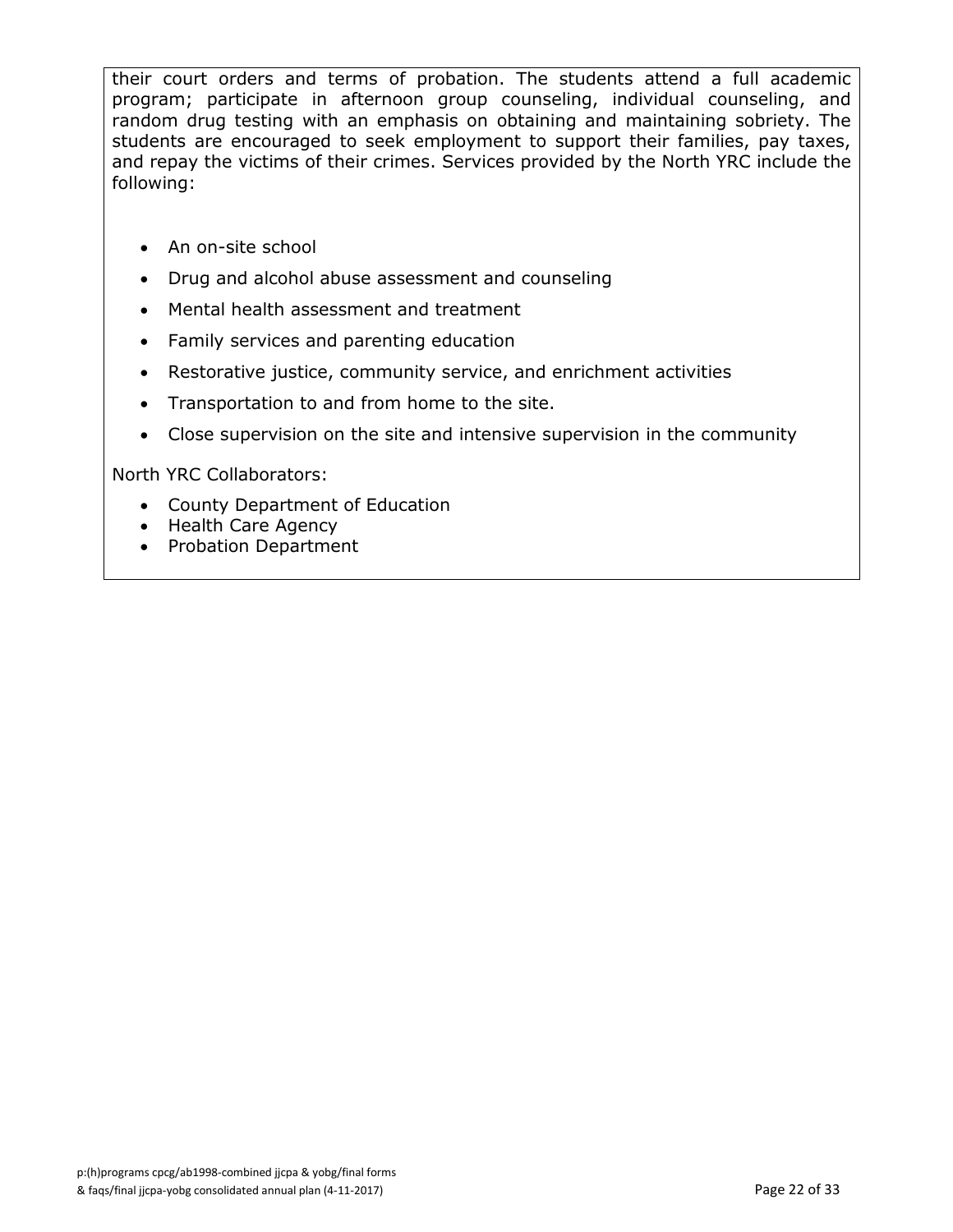their court orders and terms of probation. The students attend a full academic program; participate in afternoon group counseling, individual counseling, and random drug testing with an emphasis on obtaining and maintaining sobriety. The students are encouraged to seek employment to support their families, pay taxes, and repay the victims of their crimes. Services provided by the North YRC include the following:

- An on-site school
- Drug and alcohol abuse assessment and counseling
- Mental health assessment and treatment
- Family services and parenting education
- Restorative justice, community service, and enrichment activities
- Transportation to and from home to the site.
- Close supervision on the site and intensive supervision in the community

North YRC Collaborators:

- County Department of Education
- Health Care Agency
- Probation Department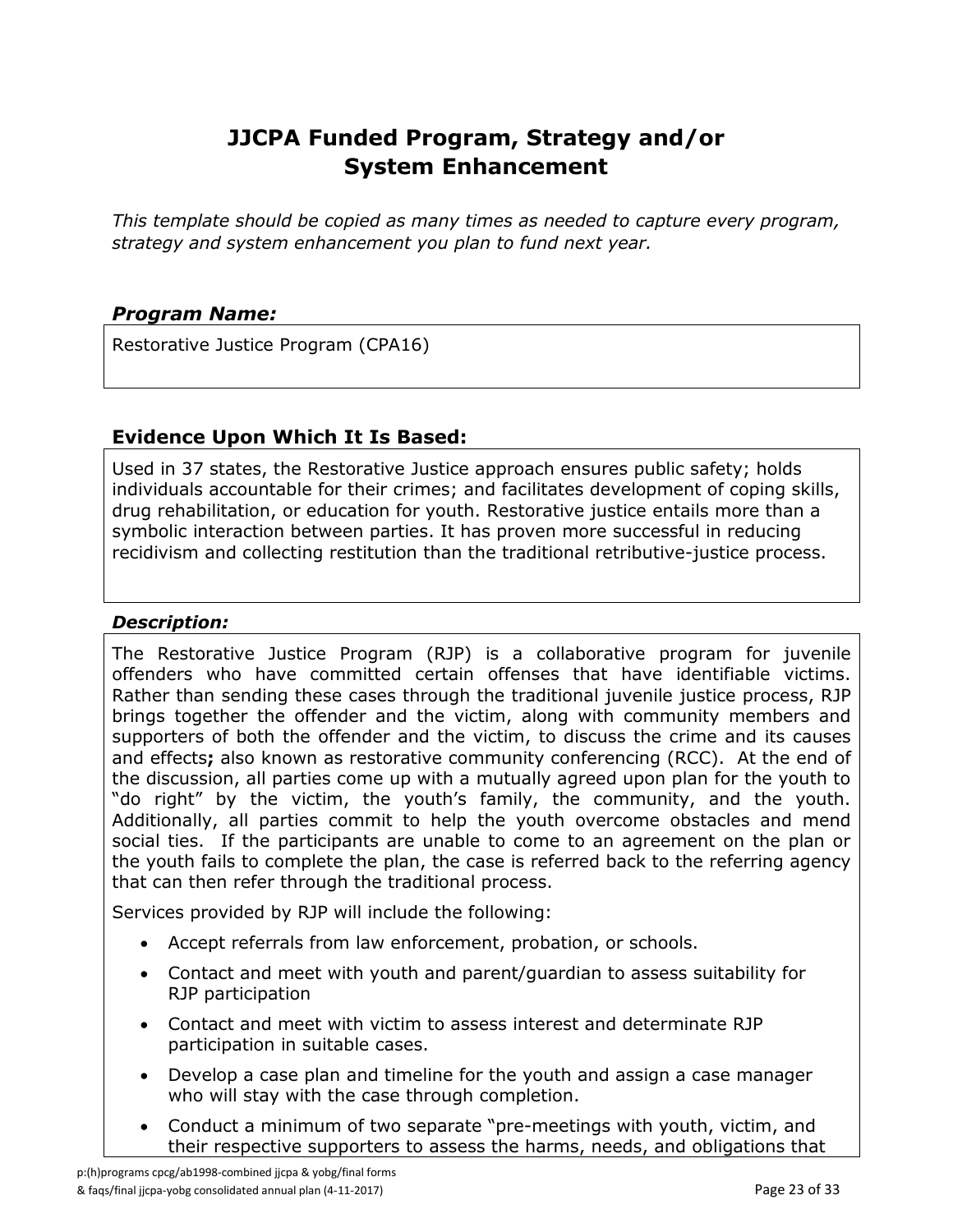# JJCPA Funded Program, Strategy and/or System Enhancement

*This template should be copied as many times as needed to capture every program, strategy and system enhancement you plan to fund next year.*

### *Program Name:*

Restorative Justice Program (CPA16)

### Evidence Upon Which It Is Based:

Used in 37 states, the Restorative Justice approach ensures public safety; holds individuals accountable for their crimes; and facilitates development of coping skills, drug rehabilitation, or education for youth. Restorative justice entails more than a symbolic interaction between parties. It has proven more successful in reducing recidivism and collecting restitution than the traditional retributive-justice process.

### *Description:*

The Restorative Justice Program (RJP) is a collaborative program for juvenile offenders who have committed certain offenses that have identifiable victims. Rather than sending these cases through the traditional juvenile justice process, RJP brings together the offender and the victim, along with community members and supporters of both the offender and the victim, to discuss the crime and its causes and effects**;** also known as restorative community conferencing (RCC). At the end of the discussion, all parties come up with a mutually agreed upon plan for the youth to "do right" by the victim, the youth's family, the community, and the youth. Additionally, all parties commit to help the youth overcome obstacles and mend social ties. If the participants are unable to come to an agreement on the plan or the youth fails to complete the plan, the case is referred back to the referring agency that can then refer through the traditional process.

Services provided by RJP will include the following:

- Accept referrals from law enforcement, probation, or schools.
- Contact and meet with youth and parent/guardian to assess suitability for RJP participation
- Contact and meet with victim to assess interest and determinate RJP participation in suitable cases.
- Develop a case plan and timeline for the youth and assign a case manager who will stay with the case through completion.
- Conduct a minimum of two separate "pre-meetings with youth, victim, and their respective supporters to assess the harms, needs, and obligations that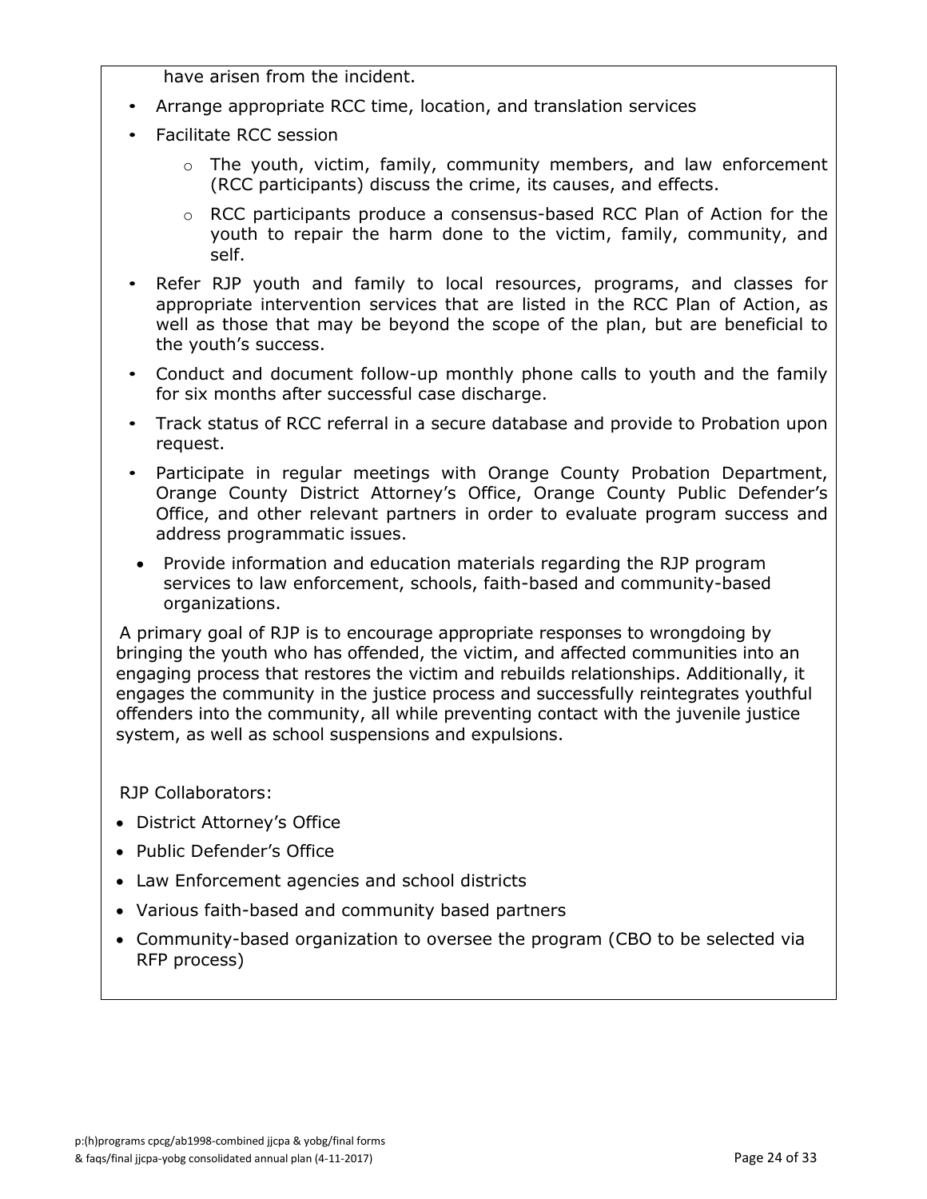have arisen from the incident.

- Arrange appropriate RCC time, location, and translation services
- Facilitate RCC session
  - The youth, victim, family, community members, and law enforcement (RCC participants) discuss the crime, its causes, and effects.
  - RCC participants produce a consensus-based RCC Plan of Action for the youth to repair the harm done to the victim, family, community, and self.
- Refer RJP youth and family to local resources, programs, and classes for appropriate intervention services that are listed in the RCC Plan of Action, as well as those that may be beyond the scope of the plan, but are beneficial to the youth's success.
- Conduct and document follow-up monthly phone calls to youth and the family for six months after successful case discharge.
- Track status of RCC referral in a secure database and provide to Probation upon request.
- Participate in regular meetings with Orange County Probation Department, Orange County District Attorney's Office, Orange County Public Defender's Office, and other relevant partners in order to evaluate program success and address programmatic issues.
- Provide information and education materials regarding the RJP program services to law enforcement, schools, faith-based and community-based organizations.

A primary goal of RJP is to encourage appropriate responses to wrongdoing by bringing the youth who has offended, the victim, and affected communities into an engaging process that restores the victim and rebuilds relationships. Additionally, it engages the community in the justice process and successfully reintegrates youthful offenders into the community, all while preventing contact with the juvenile justice system, as well as school suspensions and expulsions.

RJP Collaborators:

- District Attorney's Office
- Public Defender's Office
- Law Enforcement agencies and school districts
- Various faith-based and community based partners
- Community-based organization to oversee the program (CBO to be selected via RFP process)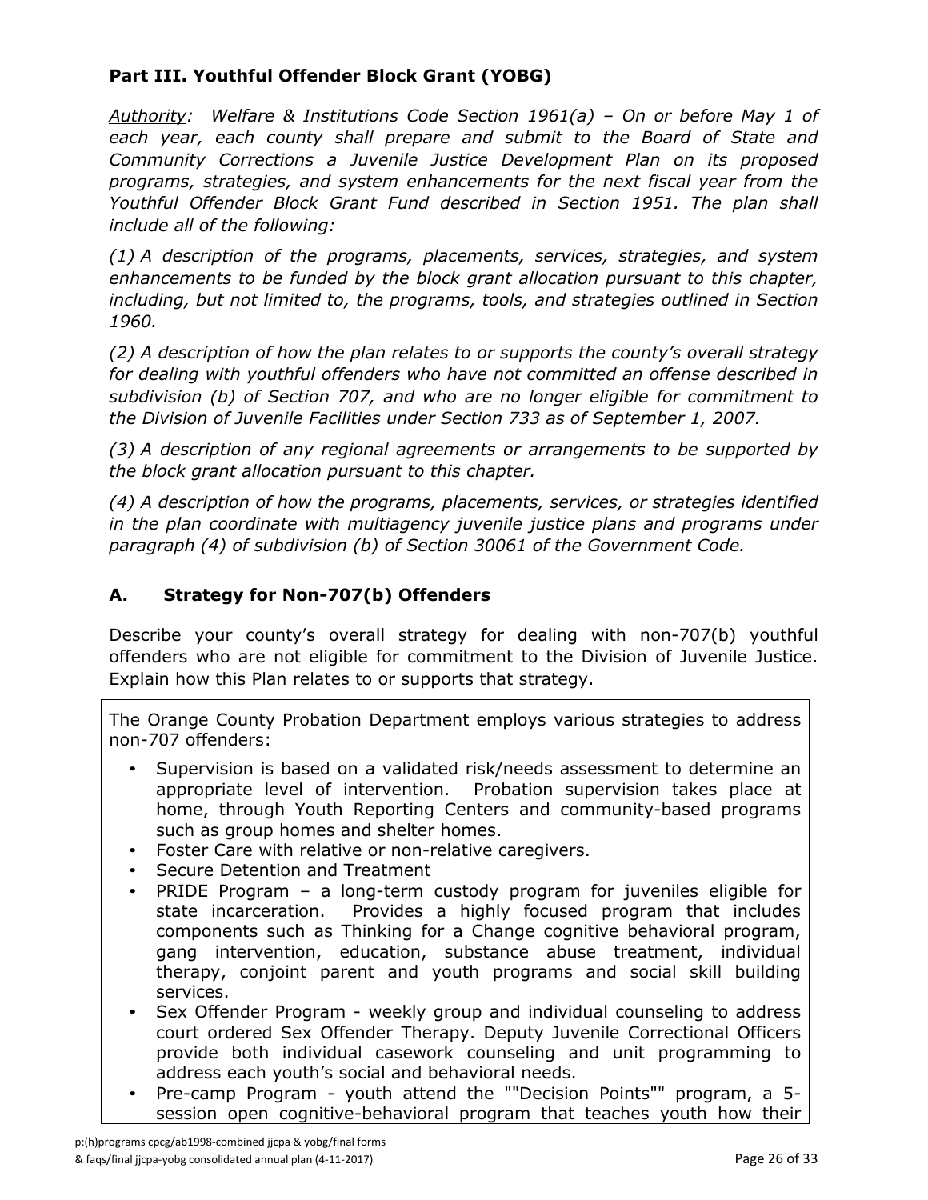## Part III. Youthful Offender Block Grant (YOBG)

*Authority: Welfare & Institutions Code Section 1961(a) – On or before May 1 of each year, each county shall prepare and submit to the Board of State and Community Corrections a Juvenile Justice Development Plan on its proposed programs, strategies, and system enhancements for the next fiscal year from the Youthful Offender Block Grant Fund described in Section 1951. The plan shall include all of the following:*

*(1) A description of the programs, placements, services, strategies, and system enhancements to be funded by the block grant allocation pursuant to this chapter, including, but not limited to, the programs, tools, and strategies outlined in Section 1960.*

*(2) A description of how the plan relates to or supports the county's overall strategy for dealing with youthful offenders who have not committed an offense described in subdivision (b) of Section 707, and who are no longer eligible for commitment to the Division of Juvenile Facilities under Section 733 as of September 1, 2007.*

*(3) A description of any regional agreements or arrangements to be supported by the block grant allocation pursuant to this chapter.*

*(4) A description of how the programs, placements, services, or strategies identified in the plan coordinate with multiagency juvenile justice plans and programs under paragraph (4) of subdivision (b) of Section 30061 of the Government Code.*

### A. Strategy for Non-707(b) Offenders

Describe your county's overall strategy for dealing with non-707(b) youthful offenders who are not eligible for commitment to the Division of Juvenile Justice. Explain how this Plan relates to or supports that strategy.

The Orange County Probation Department employs various strategies to address non-707 offenders:

- Supervision is based on a validated risk/needs assessment to determine an appropriate level of intervention. Probation supervision takes place at home, through Youth Reporting Centers and community-based programs such as group homes and shelter homes.
- Foster Care with relative or non-relative caregivers.
- Secure Detention and Treatment
- PRIDE Program – a long-term custody program for juveniles eligible for state incarceration. Provides a highly focused program that includes components such as Thinking for a Change cognitive behavioral program, gang intervention, education, substance abuse treatment, individual therapy, conjoint parent and youth programs and social skill building services.
- Sex Offender Program - weekly group and individual counseling to address court ordered Sex Offender Therapy. Deputy Juvenile Correctional Officers provide both individual casework counseling and unit programming to address each youth's social and behavioral needs.
- Pre-camp Program - youth attend the ""Decision Points"" program, a 5-session open cognitive-behavioral program that teaches youth how their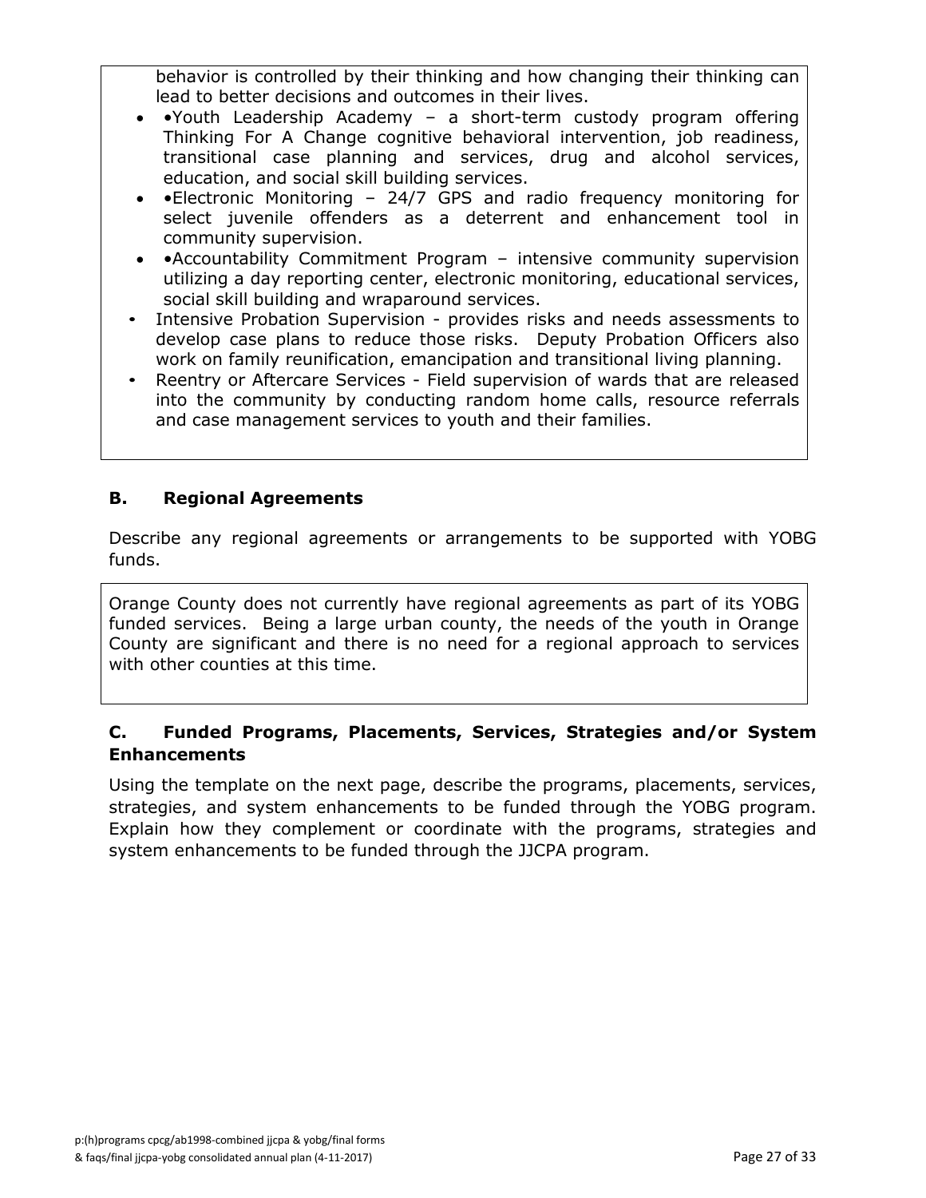behavior is controlled by their thinking and how changing their thinking can lead to better decisions and outcomes in their lives.

- •Youth Leadership Academy – a short-term custody program offering Thinking For A Change cognitive behavioral intervention, job readiness, transitional case planning and services, drug and alcohol services, education, and social skill building services.
- •Electronic Monitoring – 24/7 GPS and radio frequency monitoring for select juvenile offenders as a deterrent and enhancement tool in community supervision.
- •Accountability Commitment Program – intensive community supervision utilizing a day reporting center, electronic monitoring, educational services, social skill building and wraparound services.
- Intensive Probation Supervision - provides risks and needs assessments to develop case plans to reduce those risks. Deputy Probation Officers also work on family reunification, emancipation and transitional living planning.
- Reentry or Aftercare Services - Field supervision of wards that are released into the community by conducting random home calls, resource referrals and case management services to youth and their families.

## B. Regional Agreements

Describe any regional agreements or arrangements to be supported with YOBG funds.

Orange County does not currently have regional agreements as part of its YOBG funded services. Being a large urban county, the needs of the youth in Orange County are significant and there is no need for a regional approach to services with other counties at this time.

## C. Funded Programs, Placements, Services, Strategies and/or System Enhancements

Using the template on the next page, describe the programs, placements, services, strategies, and system enhancements to be funded through the YOBG program. Explain how they complement or coordinate with the programs, strategies and system enhancements to be funded through the JJCPA program.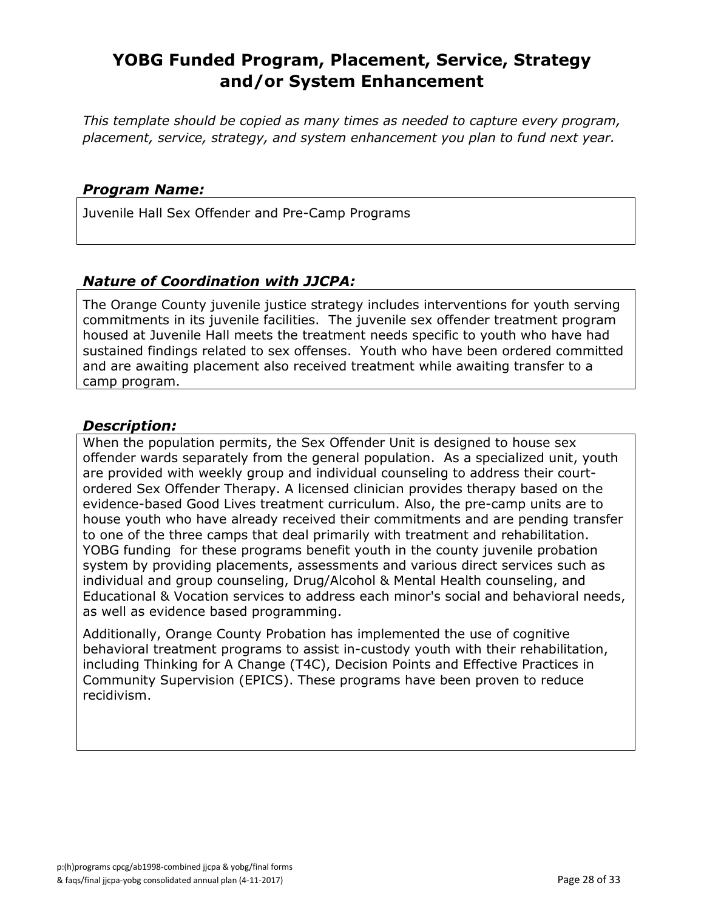# YOBG Funded Program, Placement, Service, Strategy and/or System Enhancement

*This template should be copied as many times as needed to capture every program, placement, service, strategy, and system enhancement you plan to fund next year.*

### *Program Name:*

Juvenile Hall Sex Offender and Pre-Camp Programs

### *Nature of Coordination with JJCPA:*

The Orange County juvenile justice strategy includes interventions for youth serving commitments in its juvenile facilities. The juvenile sex offender treatment program housed at Juvenile Hall meets the treatment needs specific to youth who have had sustained findings related to sex offenses. Youth who have been ordered committed and are awaiting placement also received treatment while awaiting transfer to a camp program.

### *Description:*

When the population permits, the Sex Offender Unit is designed to house sex offender wards separately from the general population. As a specialized unit, youth are provided with weekly group and individual counseling to address their court-ordered Sex Offender Therapy. A licensed clinician provides therapy based on the evidence-based Good Lives treatment curriculum. Also, the pre-camp units are to house youth who have already received their commitments and are pending transfer to one of the three camps that deal primarily with treatment and rehabilitation. YOBG funding for these programs benefit youth in the county juvenile probation system by providing placements, assessments and various direct services such as individual and group counseling, Drug/Alcohol & Mental Health counseling, and Educational & Vocation services to address each minor's social and behavioral needs, as well as evidence based programming.

Additionally, Orange County Probation has implemented the use of cognitive behavioral treatment programs to assist in-custody youth with their rehabilitation, including Thinking for A Change (T4C), Decision Points and Effective Practices in Community Supervision (EPICS). These programs have been proven to reduce recidivism.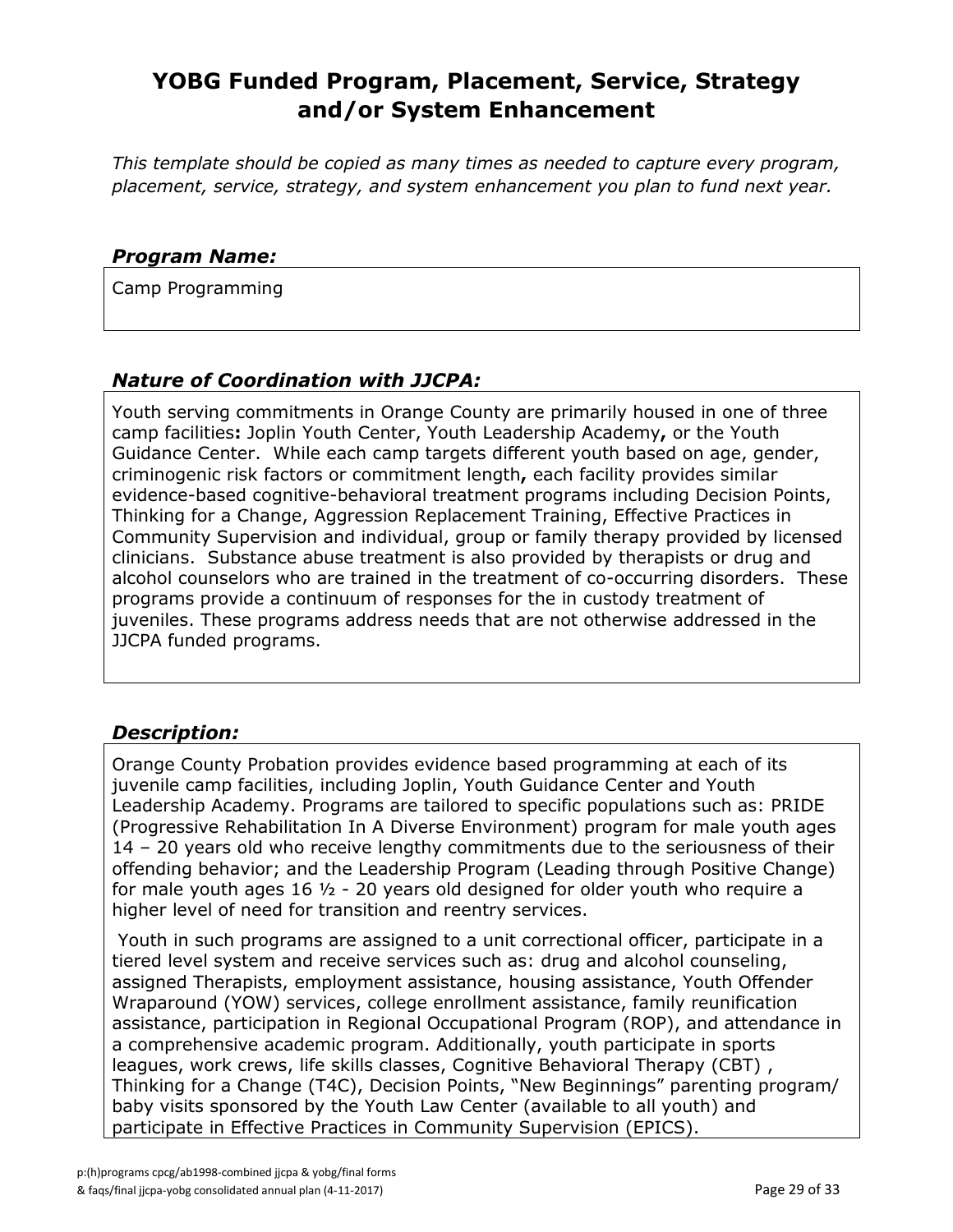# YOBG Funded Program, Placement, Service, Strategy and/or System Enhancement

*This template should be copied as many times as needed to capture every program, placement, service, strategy, and system enhancement you plan to fund next year.*

### *Program Name:*

Camp Programming

### *Nature of Coordination with JJCPA:*

Youth serving commitments in Orange County are primarily housed in one of three camp facilities**:** Joplin Youth Center, Youth Leadership Academy**,** or the Youth Guidance Center. While each camp targets different youth based on age, gender, criminogenic risk factors or commitment length**,** each facility provides similar evidence-based cognitive-behavioral treatment programs including Decision Points, Thinking for a Change, Aggression Replacement Training, Effective Practices in Community Supervision and individual, group or family therapy provided by licensed clinicians. Substance abuse treatment is also provided by therapists or drug and alcohol counselors who are trained in the treatment of co-occurring disorders. These programs provide a continuum of responses for the in custody treatment of juveniles. These programs address needs that are not otherwise addressed in the JJCPA funded programs.

### *Description:*

Orange County Probation provides evidence based programming at each of its juvenile camp facilities, including Joplin, Youth Guidance Center and Youth Leadership Academy. Programs are tailored to specific populations such as: PRIDE (Progressive Rehabilitation In A Diverse Environment) program for male youth ages 14 – 20 years old who receive lengthy commitments due to the seriousness of their offending behavior; and the Leadership Program (Leading through Positive Change) for male youth ages 16 ½ - 20 years old designed for older youth who require a higher level of need for transition and reentry services.

Youth in such programs are assigned to a unit correctional officer, participate in a tiered level system and receive services such as: drug and alcohol counseling, assigned Therapists, employment assistance, housing assistance, Youth Offender Wraparound (YOW) services, college enrollment assistance, family reunification assistance, participation in Regional Occupational Program (ROP), and attendance in a comprehensive academic program. Additionally, youth participate in sports leagues, work crews, life skills classes, Cognitive Behavioral Therapy (CBT) , Thinking for a Change (T4C), Decision Points, "New Beginnings" parenting program/ baby visits sponsored by the Youth Law Center (available to all youth) and participate in Effective Practices in Community Supervision (EPICS).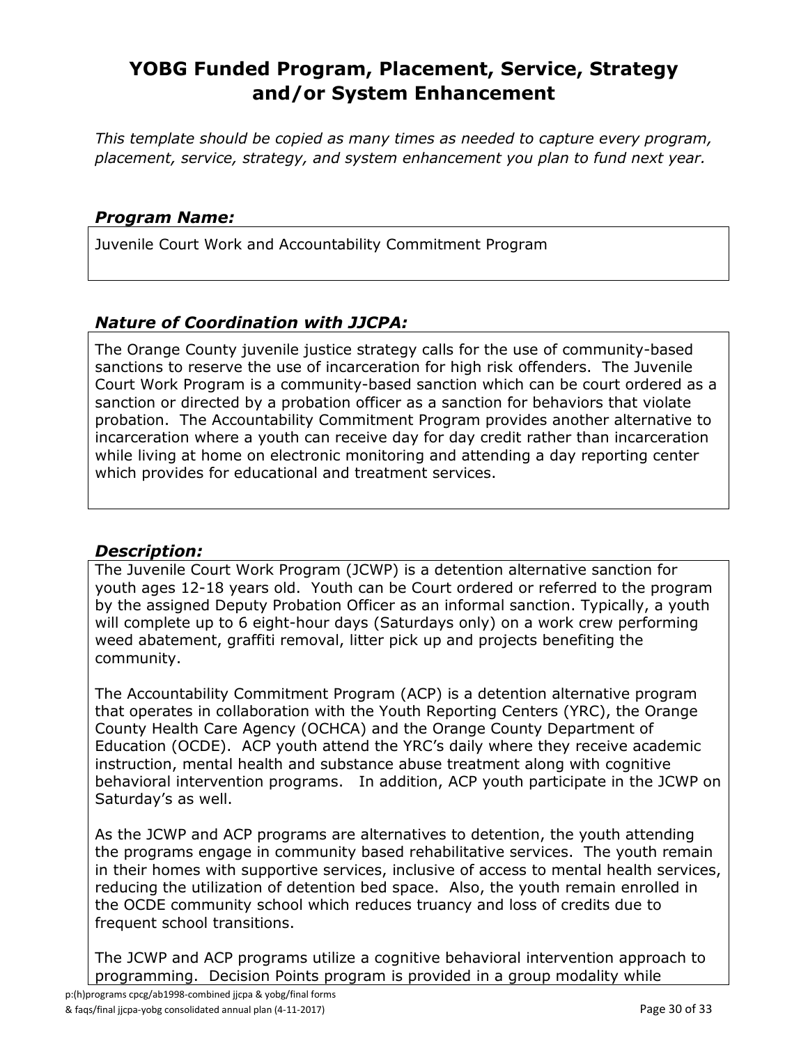# YOBG Funded Program, Placement, Service, Strategy and/or System Enhancement

*This template should be copied as many times as needed to capture every program, placement, service, strategy, and system enhancement you plan to fund next year.*

### *Program Name:*

Juvenile Court Work and Accountability Commitment Program

### *Nature of Coordination with JJCPA:*

The Orange County juvenile justice strategy calls for the use of community-based sanctions to reserve the use of incarceration for high risk offenders. The Juvenile Court Work Program is a community-based sanction which can be court ordered as a sanction or directed by a probation officer as a sanction for behaviors that violate probation. The Accountability Commitment Program provides another alternative to incarceration where a youth can receive day for day credit rather than incarceration while living at home on electronic monitoring and attending a day reporting center which provides for educational and treatment services.

### *Description:*

The Juvenile Court Work Program (JCWP) is a detention alternative sanction for youth ages 12-18 years old. Youth can be Court ordered or referred to the program by the assigned Deputy Probation Officer as an informal sanction. Typically, a youth will complete up to 6 eight-hour days (Saturdays only) on a work crew performing weed abatement, graffiti removal, litter pick up and projects benefiting the community.

The Accountability Commitment Program (ACP) is a detention alternative program that operates in collaboration with the Youth Reporting Centers (YRC), the Orange County Health Care Agency (OCHCA) and the Orange County Department of Education (OCDE). ACP youth attend the YRC's daily where they receive academic instruction, mental health and substance abuse treatment along with cognitive behavioral intervention programs. In addition, ACP youth participate in the JCWP on Saturday's as well.

As the JCWP and ACP programs are alternatives to detention, the youth attending the programs engage in community based rehabilitative services. The youth remain in their homes with supportive services, inclusive of access to mental health services, reducing the utilization of detention bed space. Also, the youth remain enrolled in the OCDE community school which reduces truancy and loss of credits due to frequent school transitions.

The JCWP and ACP programs utilize a cognitive behavioral intervention approach to programming. Decision Points program is provided in a group modality while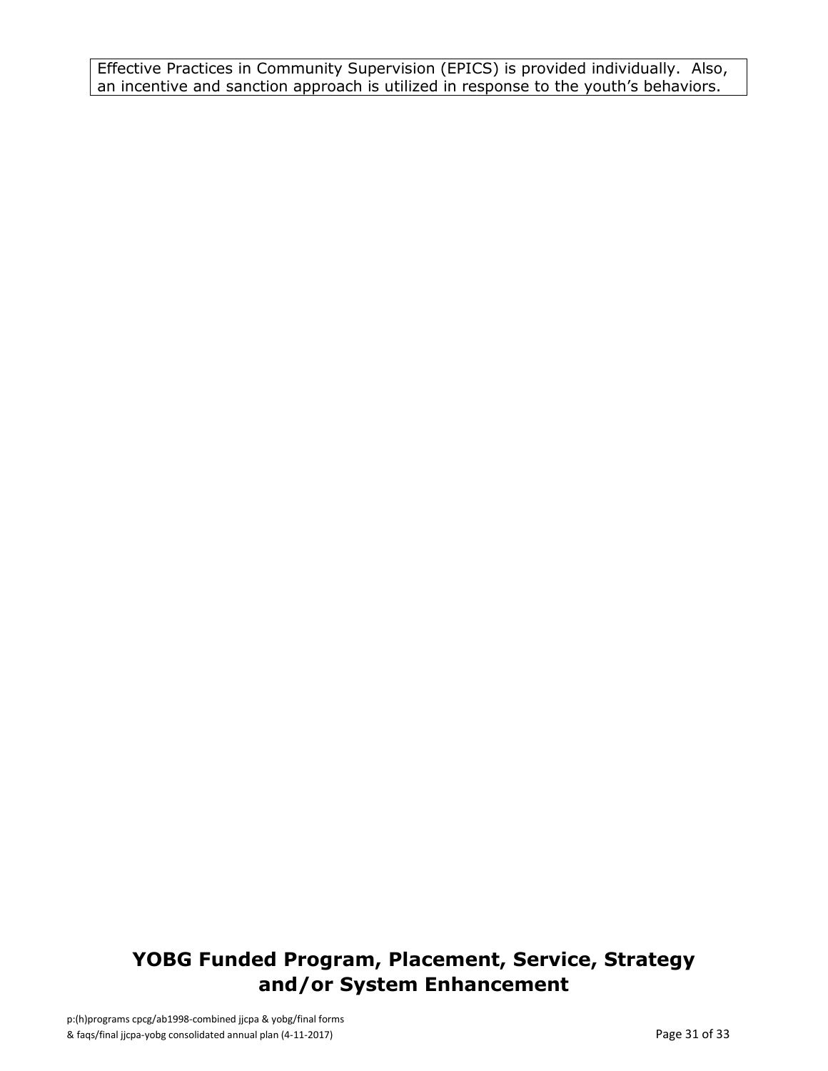Effective Practices in Community Supervision (EPICS) is provided individually. Also, an incentive and sanction approach is utilized in response to the youth's behaviors.

## YOBG Funded Program, Placement, Service, Strategy and/or System Enhancement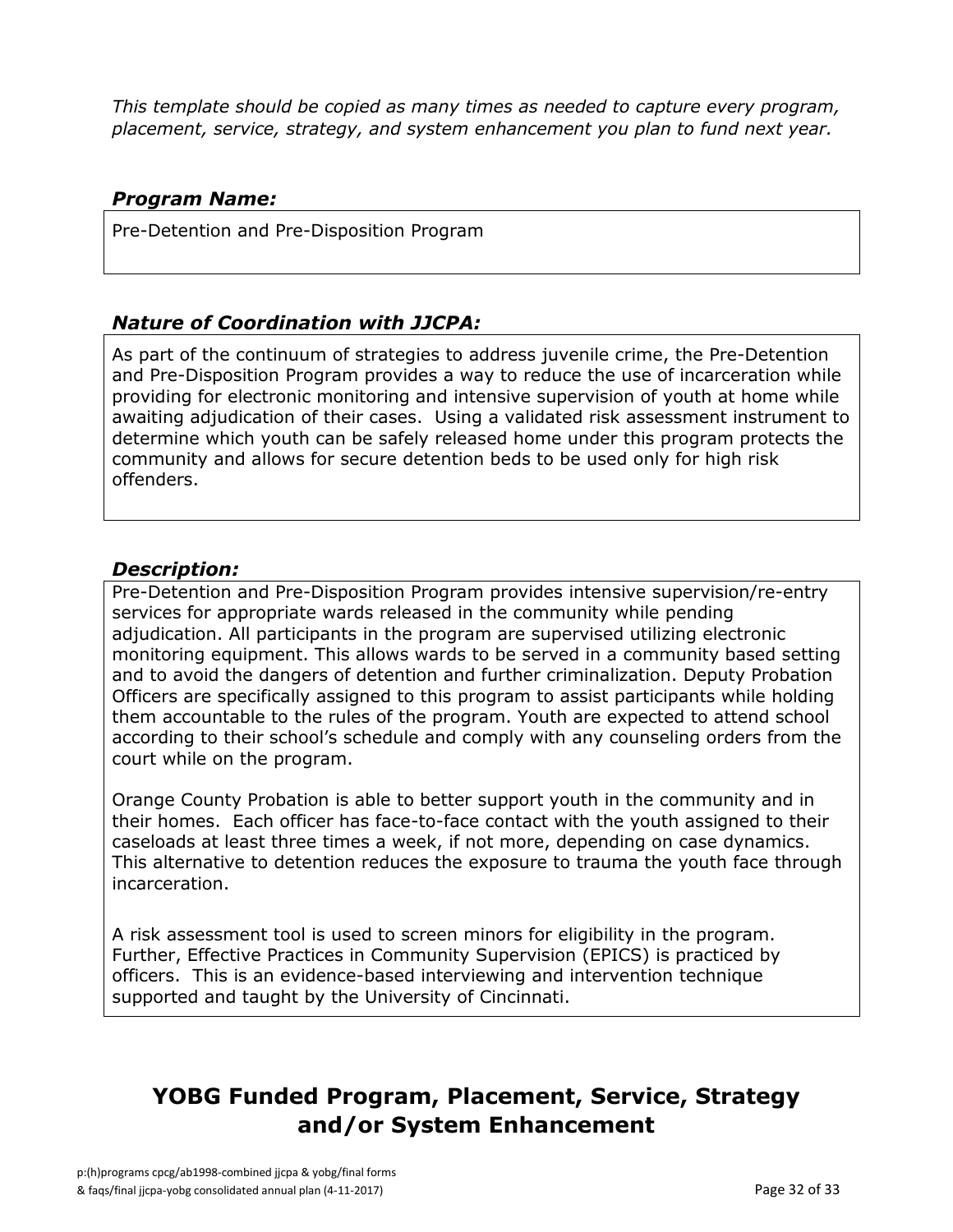*This template should be copied as many times as needed to capture every program, placement, service, strategy, and system enhancement you plan to fund next year.*

### *Program Name:*

Pre-Detention and Pre-Disposition Program

### *Nature of Coordination with JJCPA:*

As part of the continuum of strategies to address juvenile crime, the Pre-Detention and Pre-Disposition Program provides a way to reduce the use of incarceration while providing for electronic monitoring and intensive supervision of youth at home while awaiting adjudication of their cases. Using a validated risk assessment instrument to determine which youth can be safely released home under this program protects the community and allows for secure detention beds to be used only for high risk offenders.

### *Description:*

Pre-Detention and Pre-Disposition Program provides intensive supervision/re-entry services for appropriate wards released in the community while pending adjudication. All participants in the program are supervised utilizing electronic monitoring equipment. This allows wards to be served in a community based setting and to avoid the dangers of detention and further criminalization. Deputy Probation Officers are specifically assigned to this program to assist participants while holding them accountable to the rules of the program. Youth are expected to attend school according to their school's schedule and comply with any counseling orders from the court while on the program.

Orange County Probation is able to better support youth in the community and in their homes. Each officer has face-to-face contact with the youth assigned to their caseloads at least three times a week, if not more, depending on case dynamics. This alternative to detention reduces the exposure to trauma the youth face through incarceration.

A risk assessment tool is used to screen minors for eligibility in the program. Further, Effective Practices in Community Supervision (EPICS) is practiced by officers. This is an evidence-based interviewing and intervention technique supported and taught by the University of Cincinnati.

## YOBG Funded Program, Placement, Service, Strategy and/or System Enhancement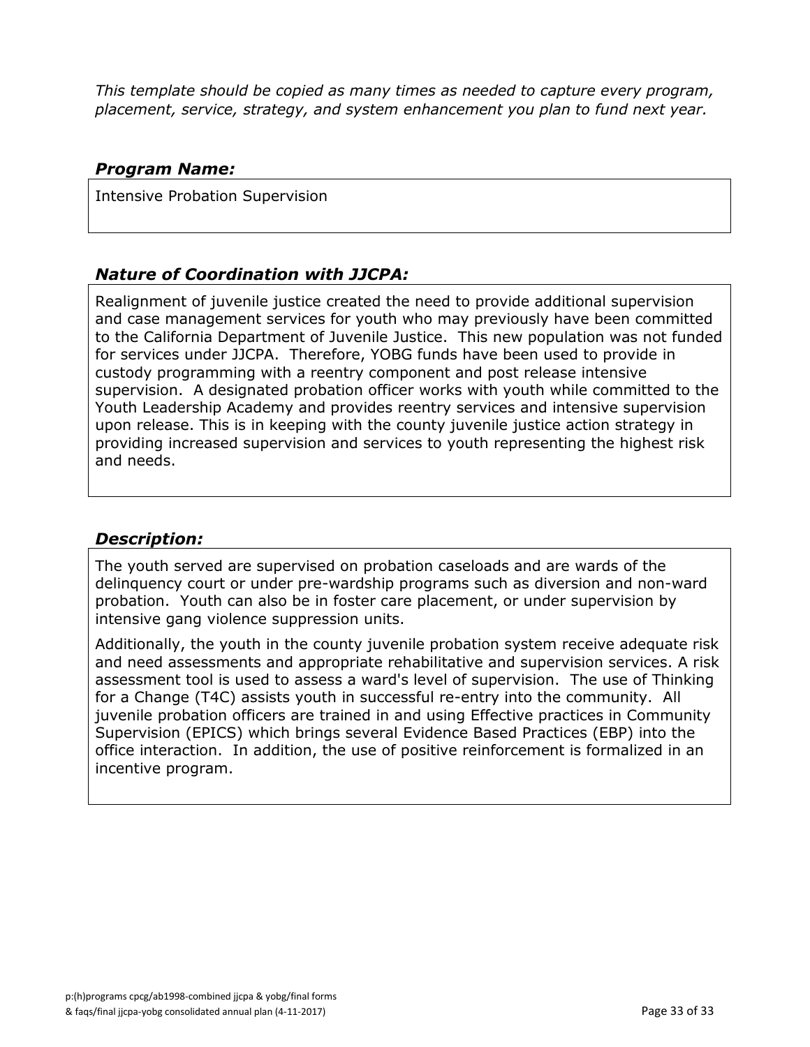*This template should be copied as many times as needed to capture every program, placement, service, strategy, and system enhancement you plan to fund next year.*

### *Program Name:*

Intensive Probation Supervision

### *Nature of Coordination with JJCPA:*

Realignment of juvenile justice created the need to provide additional supervision and case management services for youth who may previously have been committed to the California Department of Juvenile Justice. This new population was not funded for services under JJCPA. Therefore, YOBG funds have been used to provide in custody programming with a reentry component and post release intensive supervision. A designated probation officer works with youth while committed to the Youth Leadership Academy and provides reentry services and intensive supervision upon release. This is in keeping with the county juvenile justice action strategy in providing increased supervision and services to youth representing the highest risk and needs.

### *Description:*

The youth served are supervised on probation caseloads and are wards of the delinquency court or under pre-wardship programs such as diversion and non-ward probation. Youth can also be in foster care placement, or under supervision by intensive gang violence suppression units.

Additionally, the youth in the county juvenile probation system receive adequate risk and need assessments and appropriate rehabilitative and supervision services. A risk assessment tool is used to assess a ward's level of supervision. The use of Thinking for a Change (T4C) assists youth in successful re-entry into the community. All juvenile probation officers are trained in and using Effective practices in Community Supervision (EPICS) which brings several Evidence Based Practices (EBP) into the office interaction. In addition, the use of positive reinforcement is formalized in an incentive program.